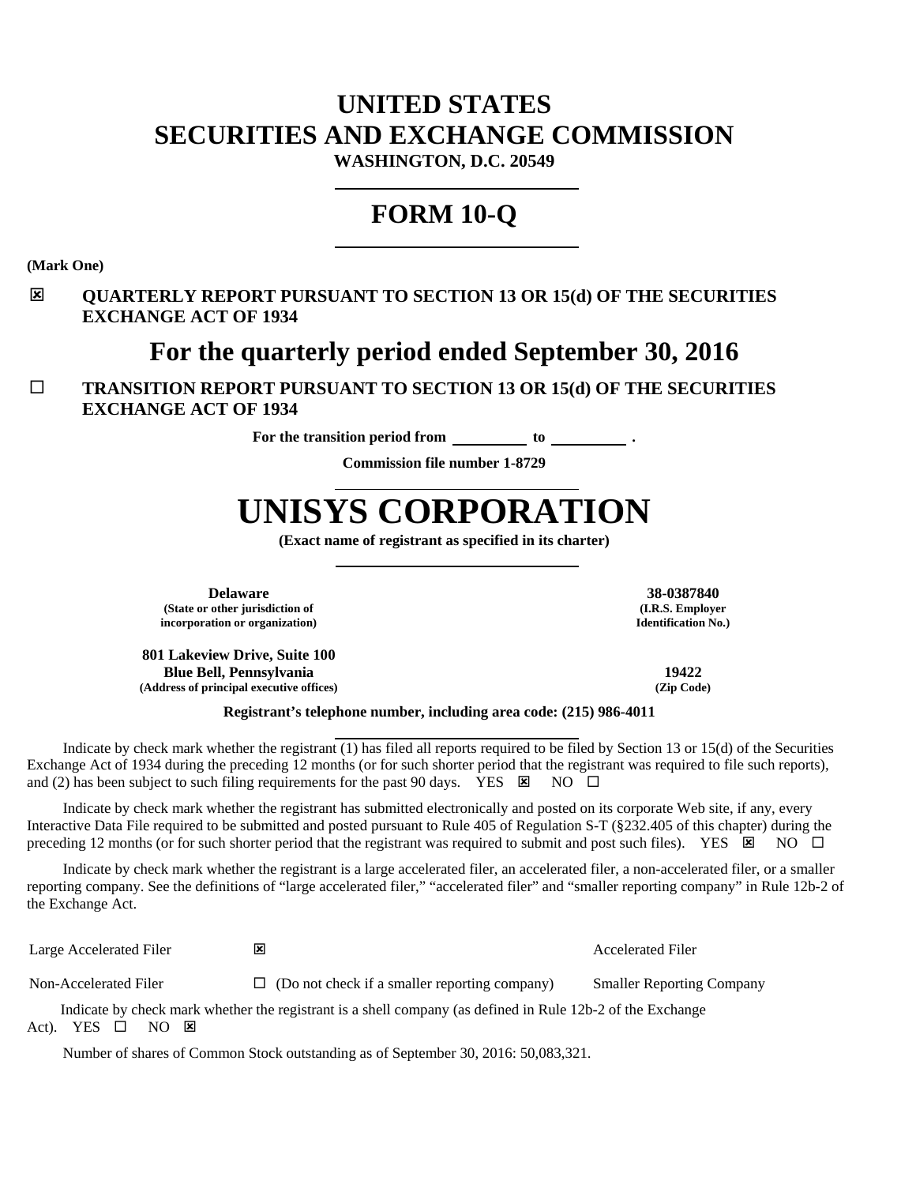# UNITED STATES
# SECURITIES AND EXCHANGE COMMISSION

**WASHINGTON, D.C. 20549**

## FORM 10-Q

**(Mark One)**

☒ **QUARTERLY REPORT PURSUANT TO SECTION 13 OR 15(d) OF THE SECURITIES EXCHANGE ACT OF 1934**

## For the quarterly period ended September 30, 2016

☐ **TRANSITION REPORT PURSUANT TO SECTION 13 OR 15(d) OF THE SECURITIES EXCHANGE ACT OF 1934**

**For the transition period from \_\_\_\_\_\_\_\_\_\_ to \_\_\_\_\_\_\_\_\_\_ .**

**Commission file number 1-8729**

# UNISYS CORPORATION

**(Exact name of registrant as specified in its charter)**

| | |
|---|---|
| **Delaware**<br>**(State or other jurisdiction of incorporation or organization)** | **38-0387840**<br>**(I.R.S. Employer Identification No.)** |
| **801 Lakeview Drive, Suite 100**<br>**Blue Bell, Pennsylvania**<br>**(Address of principal executive offices)** | **19422**<br>**(Zip Code)** |

**Registrant's telephone number, including area code: (215) 986-4011**

Indicate by check mark whether the registrant (1) has filed all reports required to be filed by Section 13 or 15(d) of the Securities Exchange Act of 1934 during the preceding 12 months (or for such shorter period that the registrant was required to file such reports), and (2) has been subject to such filing requirements for the past 90 days. YES ☒ NO ☐

Indicate by check mark whether the registrant has submitted electronically and posted on its corporate Web site, if any, every Interactive Data File required to be submitted and posted pursuant to Rule 405 of Regulation S-T (§232.405 of this chapter) during the preceding 12 months (or for such shorter period that the registrant was required to submit and post such files). YES ☒ NO ☐

Indicate by check mark whether the registrant is a large accelerated filer, an accelerated filer, a non-accelerated filer, or a smaller reporting company. See the definitions of "large accelerated filer," "accelerated filer" and "smaller reporting company" in Rule 12b-2 of the Exchange Act.

| | | |
|---|---|---|
| Large Accelerated Filer | ☒ | Accelerated Filer |
| Non-Accelerated Filer | ☐ (Do not check if a smaller reporting company) | Smaller Reporting Company |

Indicate by check mark whether the registrant is a shell company (as defined in Rule 12b-2 of the Exchange Act). YES ☐ NO ☒

Number of shares of Common Stock outstanding as of September 30, 2016: 50,083,321.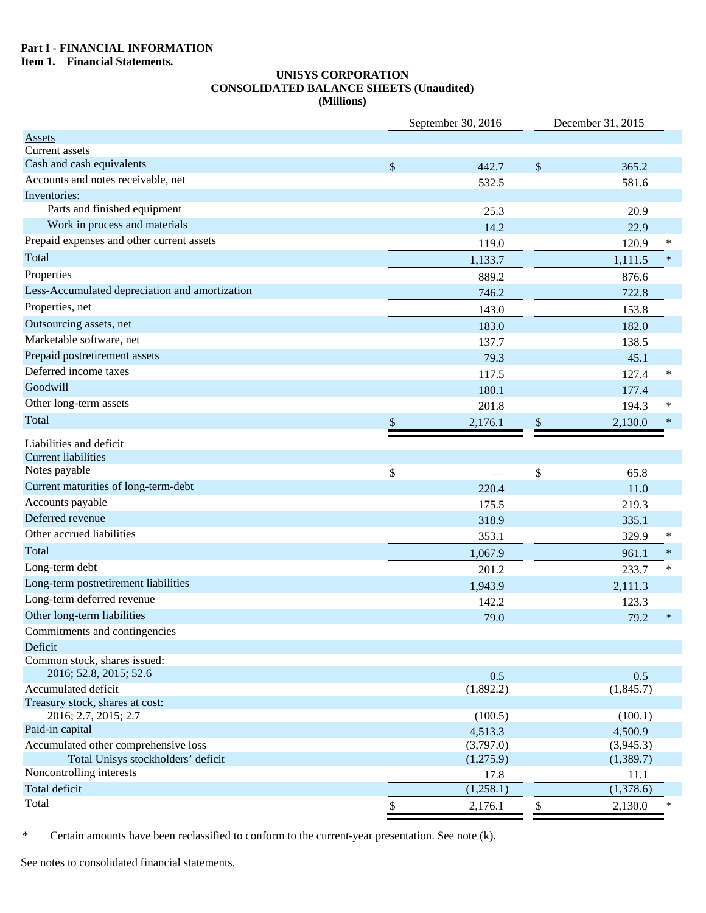**Part I - FINANCIAL INFORMATION**

**Item 1. Financial Statements.**

**UNISYS CORPORATION**
**CONSOLIDATED BALANCE SHEETS (Unaudited)**
**(Millions)**

| | September 30, 2016 | December 31, 2015 | |
|---|---|---|---|
| Assets | | | |
| Current assets | | | |
| Cash and cash equivalents | $ 442.7 | $ 365.2 | |
| Accounts and notes receivable, net | 532.5 | 581.6 | |
| Inventories: | | | |
| Parts and finished equipment | 25.3 | 20.9 | |
| Work in process and materials | 14.2 | 22.9 | |
| Prepaid expenses and other current assets | 119.0 | 120.9 | * |
| Total | 1,133.7 | 1,111.5 | * |
| Properties | 889.2 | 876.6 | |
| Less-Accumulated depreciation and amortization | 746.2 | 722.8 | |
| Properties, net | 143.0 | 153.8 | |
| Outsourcing assets, net | 183.0 | 182.0 | |
| Marketable software, net | 137.7 | 138.5 | |
| Prepaid postretirement assets | 79.3 | 45.1 | |
| Deferred income taxes | 117.5 | 127.4 | * |
| Goodwill | 180.1 | 177.4 | |
| Other long-term assets | 201.8 | 194.3 | * |
| Total | $ 2,176.1 | $ 2,130.0 | * |
| Liabilities and deficit | | | |
| Current liabilities | | | |
| Notes payable | $ — | $ 65.8 | |
| Current maturities of long-term-debt | 220.4 | 11.0 | |
| Accounts payable | 175.5 | 219.3 | |
| Deferred revenue | 318.9 | 335.1 | |
| Other accrued liabilities | 353.1 | 329.9 | * |
| Total | 1,067.9 | 961.1 | * |
| Long-term debt | 201.2 | 233.7 | * |
| Long-term postretirement liabilities | 1,943.9 | 2,111.3 | |
| Long-term deferred revenue | 142.2 | 123.3 | |
| Other long-term liabilities | 79.0 | 79.2 | * |
| Commitments and contingencies | | | |
| Deficit | | | |
| Common stock, shares issued: 2016; 52.8, 2015; 52.6 | 0.5 | 0.5 | |
| Accumulated deficit | (1,892.2) | (1,845.7) | |
| Treasury stock, shares at cost: 2016; 2.7, 2015; 2.7 | (100.5) | (100.1) | |
| Paid-in capital | 4,513.3 | 4,500.9 | |
| Accumulated other comprehensive loss | (3,797.0) | (3,945.3) | |
| Total Unisys stockholders' deficit | (1,275.9) | (1,389.7) | |
| Noncontrolling interests | 17.8 | 11.1 | |
| Total deficit | (1,258.1) | (1,378.6) | |
| Total | $ 2,176.1 | $ 2,130.0 | * |

\* Certain amounts have been reclassified to conform to the current-year presentation. See note (k).

See notes to consolidated financial statements.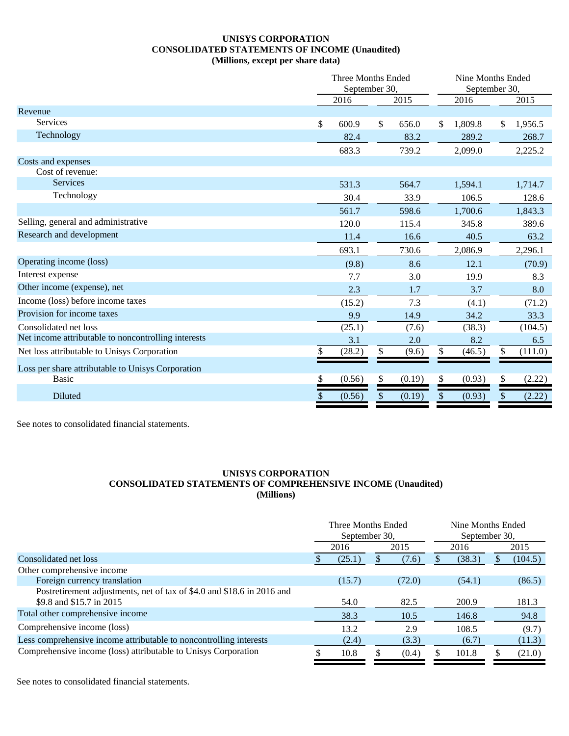# UNISYS CORPORATION
## CONSOLIDATED STATEMENTS OF INCOME (Unaudited)
### (Millions, except per share data)

| | Three Months Ended September 30, | | Nine Months Ended September 30, | |
|---|---|---|---|---|
| | 2016 | 2015 | 2016 | 2015 |
| Revenue | | | | |
| Services | $ 600.9 | $ 656.0 | $ 1,809.8 | $ 1,956.5 |
| Technology | 82.4 | 83.2 | 289.2 | 268.7 |
| | 683.3 | 739.2 | 2,099.0 | 2,225.2 |
| Costs and expenses | | | | |
| Cost of revenue: | | | | |
| Services | 531.3 | 564.7 | 1,594.1 | 1,714.7 |
| Technology | 30.4 | 33.9 | 106.5 | 128.6 |
| | 561.7 | 598.6 | 1,700.6 | 1,843.3 |
| Selling, general and administrative | 120.0 | 115.4 | 345.8 | 389.6 |
| Research and development | 11.4 | 16.6 | 40.5 | 63.2 |
| | 693.1 | 730.6 | 2,086.9 | 2,296.1 |
| Operating income (loss) | (9.8) | 8.6 | 12.1 | (70.9) |
| Interest expense | 7.7 | 3.0 | 19.9 | 8.3 |
| Other income (expense), net | 2.3 | 1.7 | 3.7 | 8.0 |
| Income (loss) before income taxes | (15.2) | 7.3 | (4.1) | (71.2) |
| Provision for income taxes | 9.9 | 14.9 | 34.2 | 33.3 |
| Consolidated net loss | (25.1) | (7.6) | (38.3) | (104.5) |
| Net income attributable to noncontrolling interests | 3.1 | 2.0 | 8.2 | 6.5 |
| Net loss attributable to Unisys Corporation | $ (28.2) | $ (9.6) | $ (46.5) | $ (111.0) |
| Loss per share attributable to Unisys Corporation | | | | |
| Basic | $ (0.56) | $ (0.19) | $ (0.93) | $ (2.22) |
| Diluted | $ (0.56) | $ (0.19) | $ (0.93) | $ (2.22) |

See notes to consolidated financial statements.

# UNISYS CORPORATION
## CONSOLIDATED STATEMENTS OF COMPREHENSIVE INCOME (Unaudited)
### (Millions)

| | Three Months Ended September 30, | | Nine Months Ended September 30, | |
|---|---|---|---|---|
| | 2016 | 2015 | 2016 | 2015 |
| Consolidated net loss | $ (25.1) | $ (7.6) | $ (38.3) | $ (104.5) |
| Other comprehensive income | | | | |
| Foreign currency translation | (15.7) | (72.0) | (54.1) | (86.5) |
| Postretirement adjustments, net of tax of $4.0 and $18.6 in 2016 and $9.8 and $15.7 in 2015 | 54.0 | 82.5 | 200.9 | 181.3 |
| Total other comprehensive income | 38.3 | 10.5 | 146.8 | 94.8 |
| Comprehensive income (loss) | 13.2 | 2.9 | 108.5 | (9.7) |
| Less comprehensive income attributable to noncontrolling interests | (2.4) | (3.3) | (6.7) | (11.3) |
| Comprehensive income (loss) attributable to Unisys Corporation | $ 10.8 | $ (0.4) | $ 101.8 | $ (21.0) |

See notes to consolidated financial statements.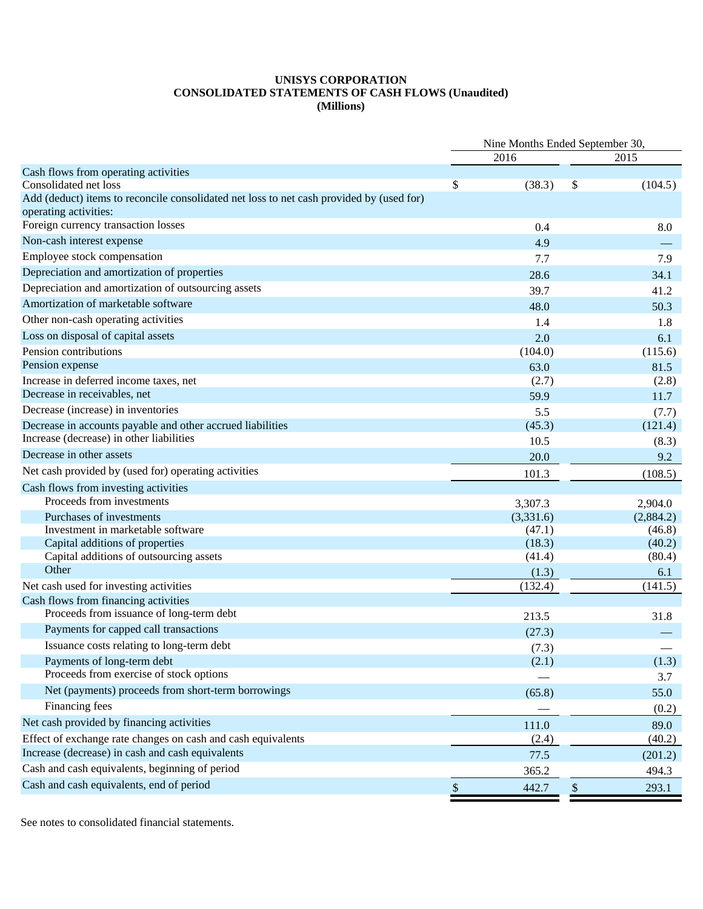# UNISYS CORPORATION
## CONSOLIDATED STATEMENTS OF CASH FLOWS (Unaudited)
### (Millions)

| | Nine Months Ended September 30, | |
|---|---|---|
| | 2016 | 2015 |
| **Cash flows from operating activities** | | |
| Consolidated net loss | $ (38.3) | $ (104.5) |
| Add (deduct) items to reconcile consolidated net loss to net cash provided by (used for) operating activities: | | |
| Foreign currency transaction losses | 0.4 | 8.0 |
| Non-cash interest expense | 4.9 | — |
| Employee stock compensation | 7.7 | 7.9 |
| Depreciation and amortization of properties | 28.6 | 34.1 |
| Depreciation and amortization of outsourcing assets | 39.7 | 41.2 |
| Amortization of marketable software | 48.0 | 50.3 |
| Other non-cash operating activities | 1.4 | 1.8 |
| Loss on disposal of capital assets | 2.0 | 6.1 |
| Pension contributions | (104.0) | (115.6) |
| Pension expense | 63.0 | 81.5 |
| Increase in deferred income taxes, net | (2.7) | (2.8) |
| Decrease in receivables, net | 59.9 | 11.7 |
| Decrease (increase) in inventories | 5.5 | (7.7) |
| Decrease in accounts payable and other accrued liabilities | (45.3) | (121.4) |
| Increase (decrease) in other liabilities | 10.5 | (8.3) |
| Decrease in other assets | 20.0 | 9.2 |
| Net cash provided by (used for) operating activities | 101.3 | (108.5) |
| **Cash flows from investing activities** | | |
| Proceeds from investments | 3,307.3 | 2,904.0 |
| Purchases of investments | (3,331.6) | (2,884.2) |
| Investment in marketable software | (47.1) | (46.8) |
| Capital additions of properties | (18.3) | (40.2) |
| Capital additions of outsourcing assets | (41.4) | (80.4) |
| Other | (1.3) | 6.1 |
| Net cash used for investing activities | (132.4) | (141.5) |
| **Cash flows from financing activities** | | |
| Proceeds from issuance of long-term debt | 213.5 | 31.8 |
| Payments for capped call transactions | (27.3) | — |
| Issuance costs relating to long-term debt | (7.3) | — |
| Payments of long-term debt | (2.1) | (1.3) |
| Proceeds from exercise of stock options | — | 3.7 |
| Net (payments) proceeds from short-term borrowings | (65.8) | 55.0 |
| Financing fees | — | (0.2) |
| Net cash provided by financing activities | 111.0 | 89.0 |
| Effect of exchange rate changes on cash and cash equivalents | (2.4) | (40.2) |
| Increase (decrease) in cash and cash equivalents | 77.5 | (201.2) |
| Cash and cash equivalents, beginning of period | 365.2 | 494.3 |
| Cash and cash equivalents, end of period | $ 442.7 | $ 293.1 |

See notes to consolidated financial statements.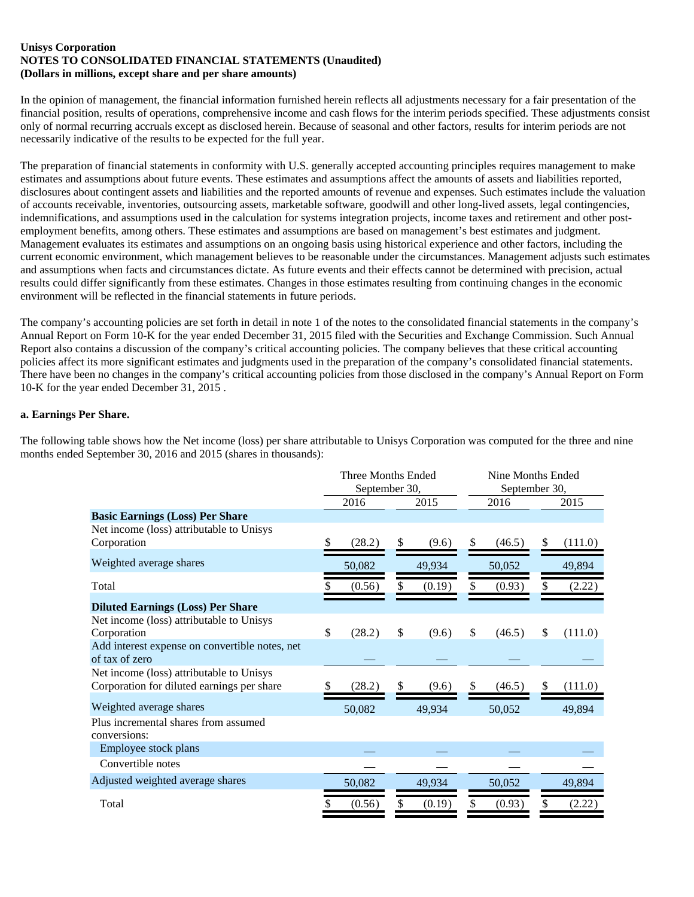**Unisys Corporation**
**NOTES TO CONSOLIDATED FINANCIAL STATEMENTS (Unaudited)**
**(Dollars in millions, except share and per share amounts)**

In the opinion of management, the financial information furnished herein reflects all adjustments necessary for a fair presentation of the financial position, results of operations, comprehensive income and cash flows for the interim periods specified. These adjustments consist only of normal recurring accruals except as disclosed herein. Because of seasonal and other factors, results for interim periods are not necessarily indicative of the results to be expected for the full year.

The preparation of financial statements in conformity with U.S. generally accepted accounting principles requires management to make estimates and assumptions about future events. These estimates and assumptions affect the amounts of assets and liabilities reported, disclosures about contingent assets and liabilities and the reported amounts of revenue and expenses. Such estimates include the valuation of accounts receivable, inventories, outsourcing assets, marketable software, goodwill and other long-lived assets, legal contingencies, indemnifications, and assumptions used in the calculation for systems integration projects, income taxes and retirement and other post-employment benefits, among others. These estimates and assumptions are based on management's best estimates and judgment. Management evaluates its estimates and assumptions on an ongoing basis using historical experience and other factors, including the current economic environment, which management believes to be reasonable under the circumstances. Management adjusts such estimates and assumptions when facts and circumstances dictate. As future events and their effects cannot be determined with precision, actual results could differ significantly from these estimates. Changes in those estimates resulting from continuing changes in the economic environment will be reflected in the financial statements in future periods.

The company's accounting policies are set forth in detail in note 1 of the notes to the consolidated financial statements in the company's Annual Report on Form 10-K for the year ended December 31, 2015 filed with the Securities and Exchange Commission. Such Annual Report also contains a discussion of the company's critical accounting policies. The company believes that these critical accounting policies affect its more significant estimates and judgments used in the preparation of the company's consolidated financial statements. There have been no changes in the company's critical accounting policies from those disclosed in the company's Annual Report on Form 10-K for the year ended December 31, 2015 .

**a. Earnings Per Share.**

The following table shows how the Net income (loss) per share attributable to Unisys Corporation was computed for the three and nine months ended September 30, 2016 and 2015 (shares in thousands):

| | Three Months Ended September 30, | | Nine Months Ended September 30, | |
|---|---|---|---|---|
| | 2016 | 2015 | 2016 | 2015 |
| **Basic Earnings (Loss) Per Share** | | | | |
| Net income (loss) attributable to Unisys Corporation | $ (28.2) | $ (9.6) | $ (46.5) | $ (111.0) |
| Weighted average shares | 50,082 | 49,934 | 50,052 | 49,894 |
| Total | $ (0.56) | $ (0.19) | $ (0.93) | $ (2.22) |
| **Diluted Earnings (Loss) Per Share** | | | | |
| Net income (loss) attributable to Unisys Corporation | $ (28.2) | $ (9.6) | $ (46.5) | $ (111.0) |
| Add interest expense on convertible notes, net of tax of zero | — | — | — | — |
| Net income (loss) attributable to Unisys Corporation for diluted earnings per share | $ (28.2) | $ (9.6) | $ (46.5) | $ (111.0) |
| Weighted average shares | 50,082 | 49,934 | 50,052 | 49,894 |
| Plus incremental shares from assumed conversions: | | | | |
| Employee stock plans | — | — | — | — |
| Convertible notes | — | — | — | — |
| Adjusted weighted average shares | 50,082 | 49,934 | 50,052 | 49,894 |
| Total | $ (0.56) | $ (0.19) | $ (0.93) | $ (2.22) |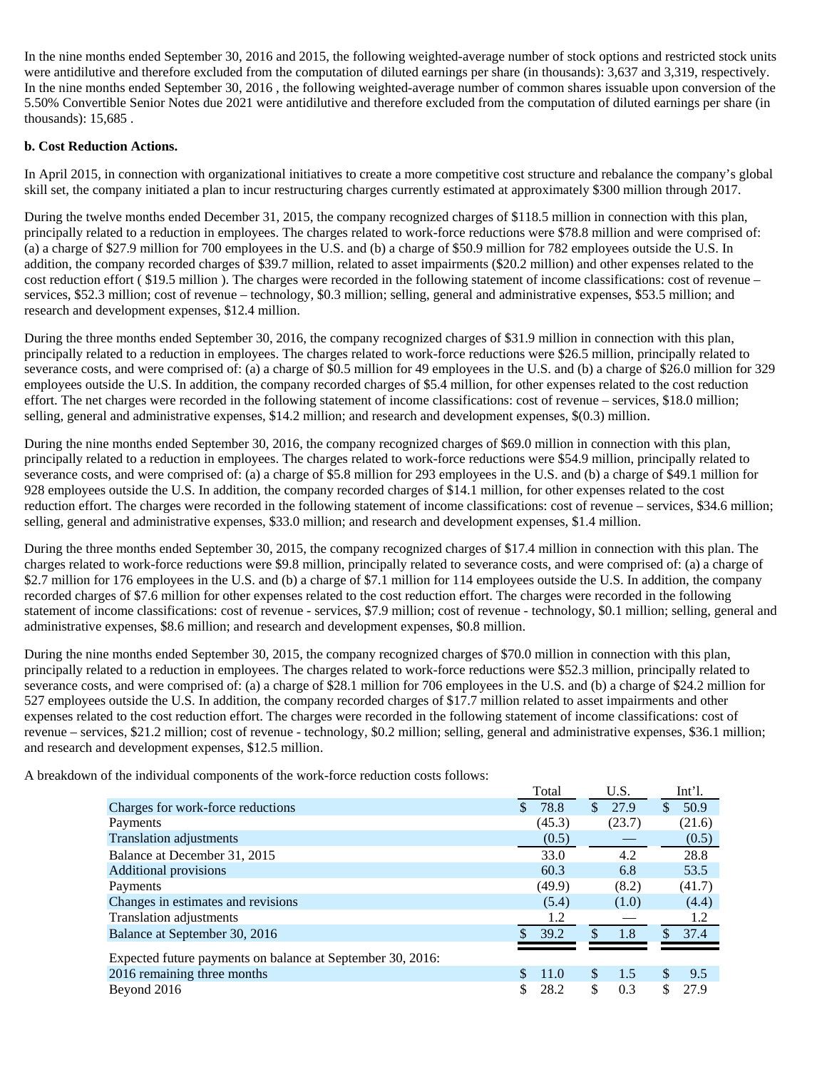In the nine months ended September 30, 2016 and 2015, the following weighted-average number of stock options and restricted stock units were antidilutive and therefore excluded from the computation of diluted earnings per share (in thousands): 3,637 and 3,319, respectively. In the nine months ended September 30, 2016 , the following weighted-average number of common shares issuable upon conversion of the 5.50% Convertible Senior Notes due 2021 were antidilutive and therefore excluded from the computation of diluted earnings per share (in thousands): 15,685 .

**b. Cost Reduction Actions.**

In April 2015, in connection with organizational initiatives to create a more competitive cost structure and rebalance the company's global skill set, the company initiated a plan to incur restructuring charges currently estimated at approximately $300 million through 2017.

During the twelve months ended December 31, 2015, the company recognized charges of $118.5 million in connection with this plan, principally related to a reduction in employees. The charges related to work-force reductions were $78.8 million and were comprised of: (a) a charge of $27.9 million for 700 employees in the U.S. and (b) a charge of $50.9 million for 782 employees outside the U.S. In addition, the company recorded charges of $39.7 million, related to asset impairments ($20.2 million) and other expenses related to the cost reduction effort ( $19.5 million ). The charges were recorded in the following statement of income classifications: cost of revenue – services, $52.3 million; cost of revenue – technology, $0.3 million; selling, general and administrative expenses, $53.5 million; and research and development expenses, $12.4 million.

During the three months ended September 30, 2016, the company recognized charges of $31.9 million in connection with this plan, principally related to a reduction in employees. The charges related to work-force reductions were $26.5 million, principally related to severance costs, and were comprised of: (a) a charge of $0.5 million for 49 employees in the U.S. and (b) a charge of $26.0 million for 329 employees outside the U.S. In addition, the company recorded charges of $5.4 million, for other expenses related to the cost reduction effort. The net charges were recorded in the following statement of income classifications: cost of revenue – services, $18.0 million; selling, general and administrative expenses, $14.2 million; and research and development expenses, $(0.3) million.

During the nine months ended September 30, 2016, the company recognized charges of $69.0 million in connection with this plan, principally related to a reduction in employees. The charges related to work-force reductions were $54.9 million, principally related to severance costs, and were comprised of: (a) a charge of $5.8 million for 293 employees in the U.S. and (b) a charge of $49.1 million for 928 employees outside the U.S. In addition, the company recorded charges of $14.1 million, for other expenses related to the cost reduction effort. The charges were recorded in the following statement of income classifications: cost of revenue – services, $34.6 million; selling, general and administrative expenses, $33.0 million; and research and development expenses, $1.4 million.

During the three months ended September 30, 2015, the company recognized charges of $17.4 million in connection with this plan. The charges related to work-force reductions were $9.8 million, principally related to severance costs, and were comprised of: (a) a charge of $2.7 million for 176 employees in the U.S. and (b) a charge of $7.1 million for 114 employees outside the U.S. In addition, the company recorded charges of $7.6 million for other expenses related to the cost reduction effort. The charges were recorded in the following statement of income classifications: cost of revenue - services, $7.9 million; cost of revenue - technology, $0.1 million; selling, general and administrative expenses, $8.6 million; and research and development expenses, $0.8 million.

During the nine months ended September 30, 2015, the company recognized charges of $70.0 million in connection with this plan, principally related to a reduction in employees. The charges related to work-force reductions were $52.3 million, principally related to severance costs, and were comprised of: (a) a charge of $28.1 million for 706 employees in the U.S. and (b) a charge of $24.2 million for 527 employees outside the U.S. In addition, the company recorded charges of $17.7 million related to asset impairments and other expenses related to the cost reduction effort. The charges were recorded in the following statement of income classifications: cost of revenue – services, $21.2 million; cost of revenue - technology, $0.2 million; selling, general and administrative expenses, $36.1 million; and research and development expenses, $12.5 million.

A breakdown of the individual components of the work-force reduction costs follows:

| | Total | U.S. | Int'l. |
|---|---|---|---|
| Charges for work-force reductions | $ 78.8 | $ 27.9 | $ 50.9 |
| Payments | (45.3) | (23.7) | (21.6) |
| Translation adjustments | (0.5) | — | (0.5) |
| Balance at December 31, 2015 | 33.0 | 4.2 | 28.8 |
| Additional provisions | 60.3 | 6.8 | 53.5 |
| Payments | (49.9) | (8.2) | (41.7) |
| Changes in estimates and revisions | (5.4) | (1.0) | (4.4) |
| Translation adjustments | 1.2 | — | 1.2 |
| Balance at September 30, 2016 | $ 39.2 | $ 1.8 | $ 37.4 |
| Expected future payments on balance at September 30, 2016: | | | |
| 2016 remaining three months | $ 11.0 | $ 1.5 | $ 9.5 |
| Beyond 2016 | $ 28.2 | $ 0.3 | $ 27.9 |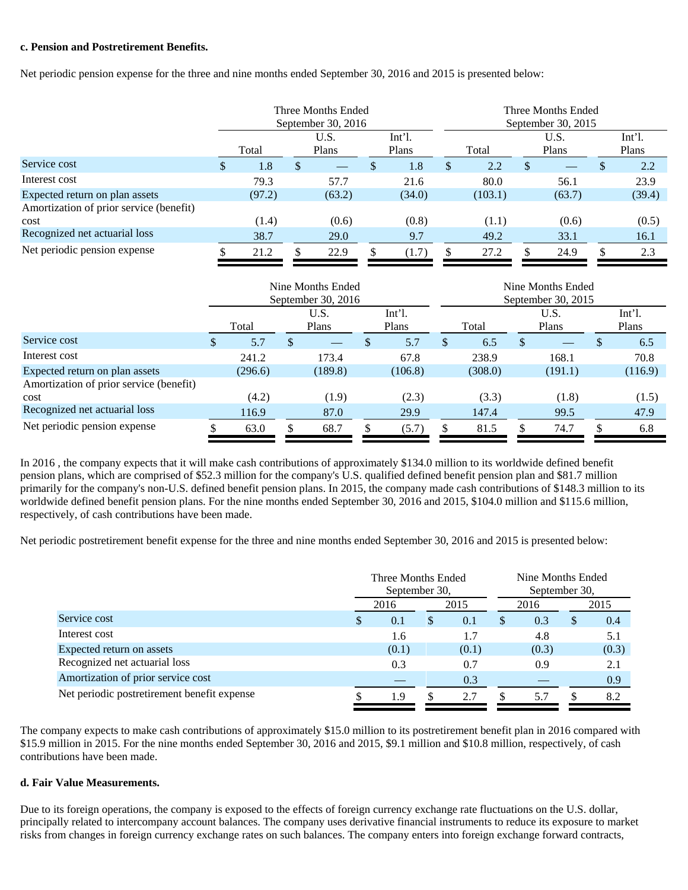**c. Pension and Postretirement Benefits.**

Net periodic pension expense for the three and nine months ended September 30, 2016 and 2015 is presented below:

| | Three Months Ended September 30, 2016 | | | Three Months Ended September 30, 2015 | | |
|---|---|---|---|---|---|---|
| | Total | U.S. Plans | Int'l. Plans | Total | U.S. Plans | Int'l. Plans |
| Service cost | $ 1.8 | $ — | $ 1.8 | $ 2.2 | $ — | $ 2.2 |
| Interest cost | 79.3 | 57.7 | 21.6 | 80.0 | 56.1 | 23.9 |
| Expected return on plan assets | (97.2) | (63.2) | (34.0) | (103.1) | (63.7) | (39.4) |
| Amortization of prior service (benefit) cost | (1.4) | (0.6) | (0.8) | (1.1) | (0.6) | (0.5) |
| Recognized net actuarial loss | 38.7 | 29.0 | 9.7 | 49.2 | 33.1 | 16.1 |
| Net periodic pension expense | $ 21.2 | $ 22.9 | $ (1.7) | $ 27.2 | $ 24.9 | $ 2.3 |

| | Nine Months Ended September 30, 2016 | | | Nine Months Ended September 30, 2015 | | |
|---|---|---|---|---|---|---|
| | Total | U.S. Plans | Int'l. Plans | Total | U.S. Plans | Int'l. Plans |
| Service cost | $ 5.7 | $ — | $ 5.7 | $ 6.5 | $ — | $ 6.5 |
| Interest cost | 241.2 | 173.4 | 67.8 | 238.9 | 168.1 | 70.8 |
| Expected return on plan assets | (296.6) | (189.8) | (106.8) | (308.0) | (191.1) | (116.9) |
| Amortization of prior service (benefit) cost | (4.2) | (1.9) | (2.3) | (3.3) | (1.8) | (1.5) |
| Recognized net actuarial loss | 116.9 | 87.0 | 29.9 | 147.4 | 99.5 | 47.9 |
| Net periodic pension expense | $ 63.0 | $ 68.7 | $ (5.7) | $ 81.5 | $ 74.7 | $ 6.8 |

In 2016 , the company expects that it will make cash contributions of approximately $134.0 million to its worldwide defined benefit pension plans, which are comprised of $52.3 million for the company's U.S. qualified defined benefit pension plan and $81.7 million primarily for the company's non-U.S. defined benefit pension plans. In 2015, the company made cash contributions of $148.3 million to its worldwide defined benefit pension plans. For the nine months ended September 30, 2016 and 2015, $104.0 million and $115.6 million, respectively, of cash contributions have been made.

Net periodic postretirement benefit expense for the three and nine months ended September 30, 2016 and 2015 is presented below:

| | Three Months Ended September 30, | | Nine Months Ended September 30, | |
|---|---|---|---|---|
| | 2016 | 2015 | 2016 | 2015 |
| Service cost | $ 0.1 | $ 0.1 | $ 0.3 | $ 0.4 |
| Interest cost | 1.6 | 1.7 | 4.8 | 5.1 |
| Expected return on assets | (0.1) | (0.1) | (0.3) | (0.3) |
| Recognized net actuarial loss | 0.3 | 0.7 | 0.9 | 2.1 |
| Amortization of prior service cost | — | 0.3 | — | 0.9 |
| Net periodic postretirement benefit expense | $ 1.9 | $ 2.7 | $ 5.7 | $ 8.2 |

The company expects to make cash contributions of approximately $15.0 million to its postretirement benefit plan in 2016 compared with $15.9 million in 2015. For the nine months ended September 30, 2016 and 2015, $9.1 million and $10.8 million, respectively, of cash contributions have been made.

**d. Fair Value Measurements.**

Due to its foreign operations, the company is exposed to the effects of foreign currency exchange rate fluctuations on the U.S. dollar, principally related to intercompany account balances. The company uses derivative financial instruments to reduce its exposure to market risks from changes in foreign currency exchange rates on such balances. The company enters into foreign exchange forward contracts,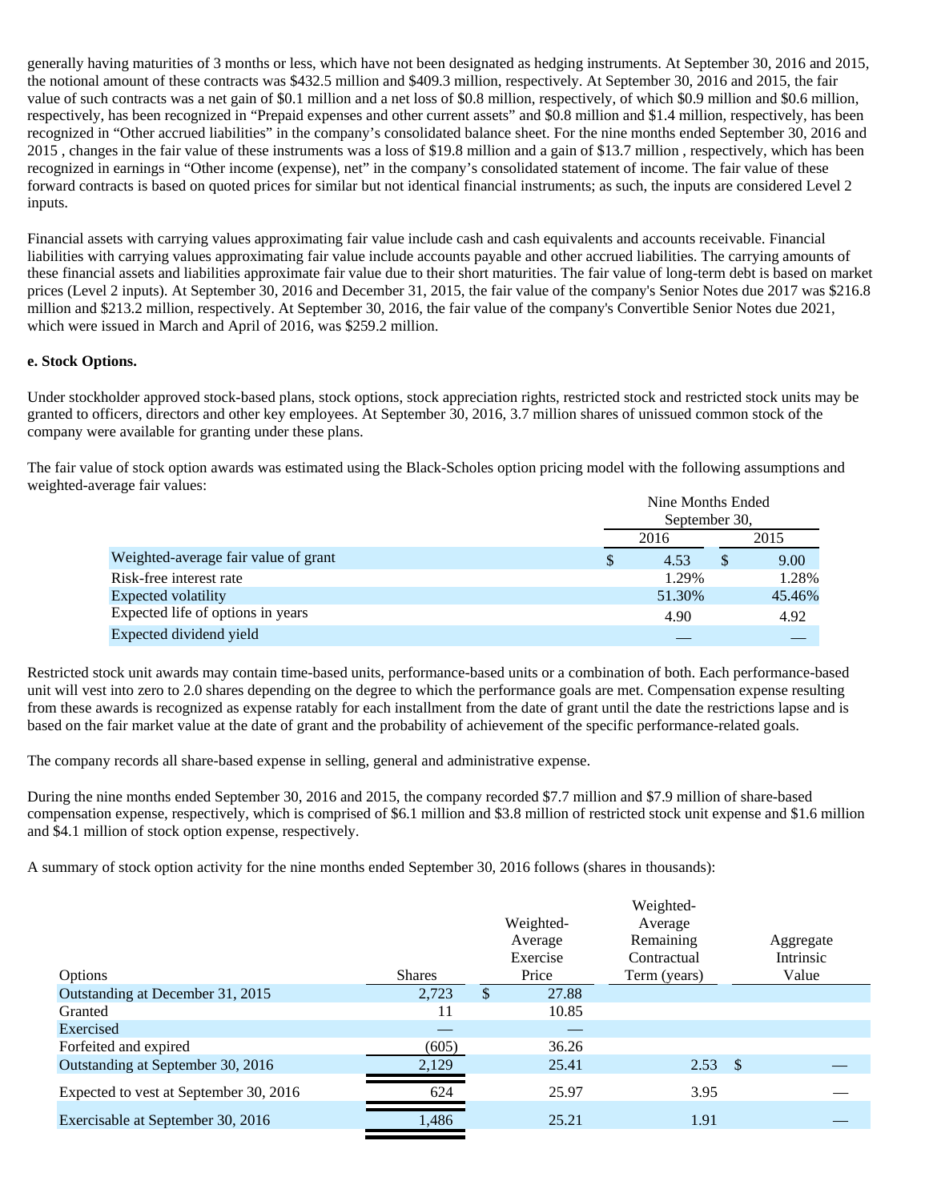generally having maturities of 3 months or less, which have not been designated as hedging instruments. At September 30, 2016 and 2015, the notional amount of these contracts was $432.5 million and $409.3 million, respectively. At September 30, 2016 and 2015, the fair value of such contracts was a net gain of $0.1 million and a net loss of $0.8 million, respectively, of which $0.9 million and $0.6 million, respectively, has been recognized in “Prepaid expenses and other current assets” and $0.8 million and $1.4 million, respectively, has been recognized in “Other accrued liabilities” in the company’s consolidated balance sheet. For the nine months ended September 30, 2016 and 2015 , changes in the fair value of these instruments was a loss of $19.8 million and a gain of $13.7 million , respectively, which has been recognized in earnings in “Other income (expense), net” in the company’s consolidated statement of income. The fair value of these forward contracts is based on quoted prices for similar but not identical financial instruments; as such, the inputs are considered Level 2 inputs.

Financial assets with carrying values approximating fair value include cash and cash equivalents and accounts receivable. Financial liabilities with carrying values approximating fair value include accounts payable and other accrued liabilities. The carrying amounts of these financial assets and liabilities approximate fair value due to their short maturities. The fair value of long-term debt is based on market prices (Level 2 inputs). At September 30, 2016 and December 31, 2015, the fair value of the company's Senior Notes due 2017 was $216.8 million and $213.2 million, respectively. At September 30, 2016, the fair value of the company's Convertible Senior Notes due 2021, which were issued in March and April of 2016, was $259.2 million.

**e. Stock Options.**

Under stockholder approved stock-based plans, stock options, stock appreciation rights, restricted stock and restricted stock units may be granted to officers, directors and other key employees. At September 30, 2016, 3.7 million shares of unissued common stock of the company were available for granting under these plans.

The fair value of stock option awards was estimated using the Black-Scholes option pricing model with the following assumptions and weighted-average fair values:

| | Nine Months Ended September 30, | |
|---|---|---|
| | 2016 | 2015 |
| Weighted-average fair value of grant | $ 4.53 | $ 9.00 |
| Risk-free interest rate | 1.29% | 1.28% |
| Expected volatility | 51.30% | 45.46% |
| Expected life of options in years | 4.90 | 4.92 |
| Expected dividend yield | — | — |

Restricted stock unit awards may contain time-based units, performance-based units or a combination of both. Each performance-based unit will vest into zero to 2.0 shares depending on the degree to which the performance goals are met. Compensation expense resulting from these awards is recognized as expense ratably for each installment from the date of grant until the date the restrictions lapse and is based on the fair market value at the date of grant and the probability of achievement of the specific performance-related goals.

The company records all share-based expense in selling, general and administrative expense.

During the nine months ended September 30, 2016 and 2015, the company recorded $7.7 million and $7.9 million of share-based compensation expense, respectively, which is comprised of $6.1 million and $3.8 million of restricted stock unit expense and $1.6 million and $4.1 million of stock option expense, respectively.

A summary of stock option activity for the nine months ended September 30, 2016 follows (shares in thousands):

| Options | Shares | Weighted-Average Exercise Price | Weighted-Average Remaining Contractual Term (years) | Aggregate Intrinsic Value |
|---|---|---|---|---|
| Outstanding at December 31, 2015 | 2,723 | $ 27.88 | | |
| Granted | 11 | 10.85 | | |
| Exercised | — | — | | |
| Forfeited and expired | (605) | 36.26 | | |
| Outstanding at September 30, 2016 | 2,129 | 25.41 | 2.53 | $ — |
| Expected to vest at September 30, 2016 | 624 | 25.97 | 3.95 | — |
| Exercisable at September 30, 2016 | 1,486 | 25.21 | 1.91 | — |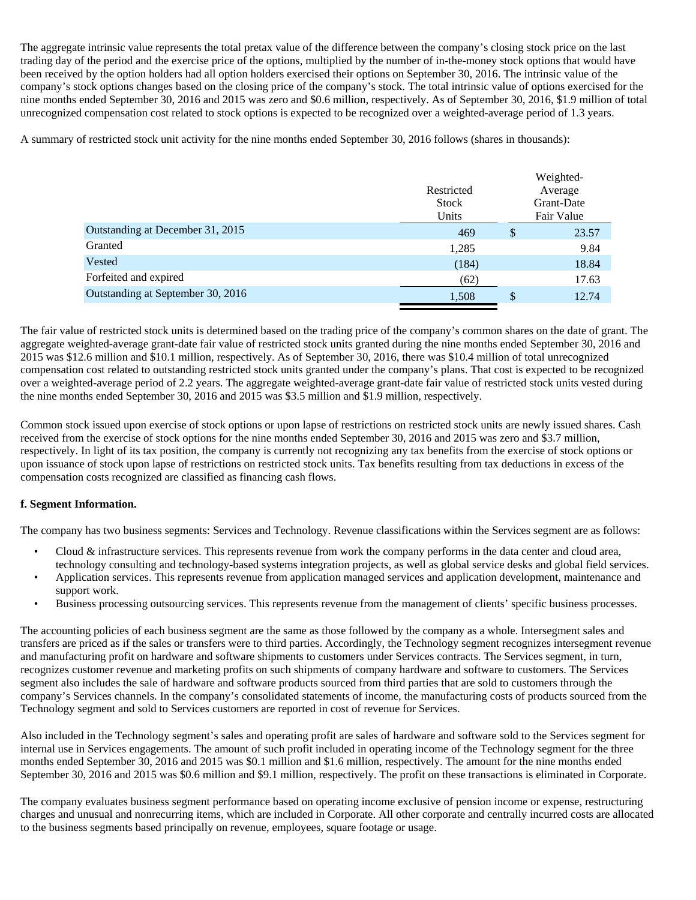The aggregate intrinsic value represents the total pretax value of the difference between the company's closing stock price on the last trading day of the period and the exercise price of the options, multiplied by the number of in-the-money stock options that would have been received by the option holders had all option holders exercised their options on September 30, 2016. The intrinsic value of the company's stock options changes based on the closing price of the company's stock. The total intrinsic value of options exercised for the nine months ended September 30, 2016 and 2015 was zero and $0.6 million, respectively. As of September 30, 2016, $1.9 million of total unrecognized compensation cost related to stock options is expected to be recognized over a weighted-average period of 1.3 years.

A summary of restricted stock unit activity for the nine months ended September 30, 2016 follows (shares in thousands):

| | Restricted Stock Units | Weighted-Average Grant-Date Fair Value |
|---|---|---|
| Outstanding at December 31, 2015 | 469 | $ 23.57 |
| Granted | 1,285 | 9.84 |
| Vested | (184) | 18.84 |
| Forfeited and expired | (62) | 17.63 |
| Outstanding at September 30, 2016 | 1,508 | $ 12.74 |

The fair value of restricted stock units is determined based on the trading price of the company's common shares on the date of grant. The aggregate weighted-average grant-date fair value of restricted stock units granted during the nine months ended September 30, 2016 and 2015 was $12.6 million and $10.1 million, respectively. As of September 30, 2016, there was $10.4 million of total unrecognized compensation cost related to outstanding restricted stock units granted under the company's plans. That cost is expected to be recognized over a weighted-average period of 2.2 years. The aggregate weighted-average grant-date fair value of restricted stock units vested during the nine months ended September 30, 2016 and 2015 was $3.5 million and $1.9 million, respectively.

Common stock issued upon exercise of stock options or upon lapse of restrictions on restricted stock units are newly issued shares. Cash received from the exercise of stock options for the nine months ended September 30, 2016 and 2015 was zero and $3.7 million, respectively. In light of its tax position, the company is currently not recognizing any tax benefits from the exercise of stock options or upon issuance of stock upon lapse of restrictions on restricted stock units. Tax benefits resulting from tax deductions in excess of the compensation costs recognized are classified as financing cash flows.

**f. Segment Information.**

The company has two business segments: Services and Technology. Revenue classifications within the Services segment are as follows:

- Cloud & infrastructure services. This represents revenue from work the company performs in the data center and cloud area, technology consulting and technology-based systems integration projects, as well as global service desks and global field services.
- Application services. This represents revenue from application managed services and application development, maintenance and support work.
- Business processing outsourcing services. This represents revenue from the management of clients' specific business processes.

The accounting policies of each business segment are the same as those followed by the company as a whole. Intersegment sales and transfers are priced as if the sales or transfers were to third parties. Accordingly, the Technology segment recognizes intersegment revenue and manufacturing profit on hardware and software shipments to customers under Services contracts. The Services segment, in turn, recognizes customer revenue and marketing profits on such shipments of company hardware and software to customers. The Services segment also includes the sale of hardware and software products sourced from third parties that are sold to customers through the company's Services channels. In the company's consolidated statements of income, the manufacturing costs of products sourced from the Technology segment and sold to Services customers are reported in cost of revenue for Services.

Also included in the Technology segment's sales and operating profit are sales of hardware and software sold to the Services segment for internal use in Services engagements. The amount of such profit included in operating income of the Technology segment for the three months ended September 30, 2016 and 2015 was $0.1 million and $1.6 million, respectively. The amount for the nine months ended September 30, 2016 and 2015 was $0.6 million and $9.1 million, respectively. The profit on these transactions is eliminated in Corporate.

The company evaluates business segment performance based on operating income exclusive of pension income or expense, restructuring charges and unusual and nonrecurring items, which are included in Corporate. All other corporate and centrally incurred costs are allocated to the business segments based principally on revenue, employees, square footage or usage.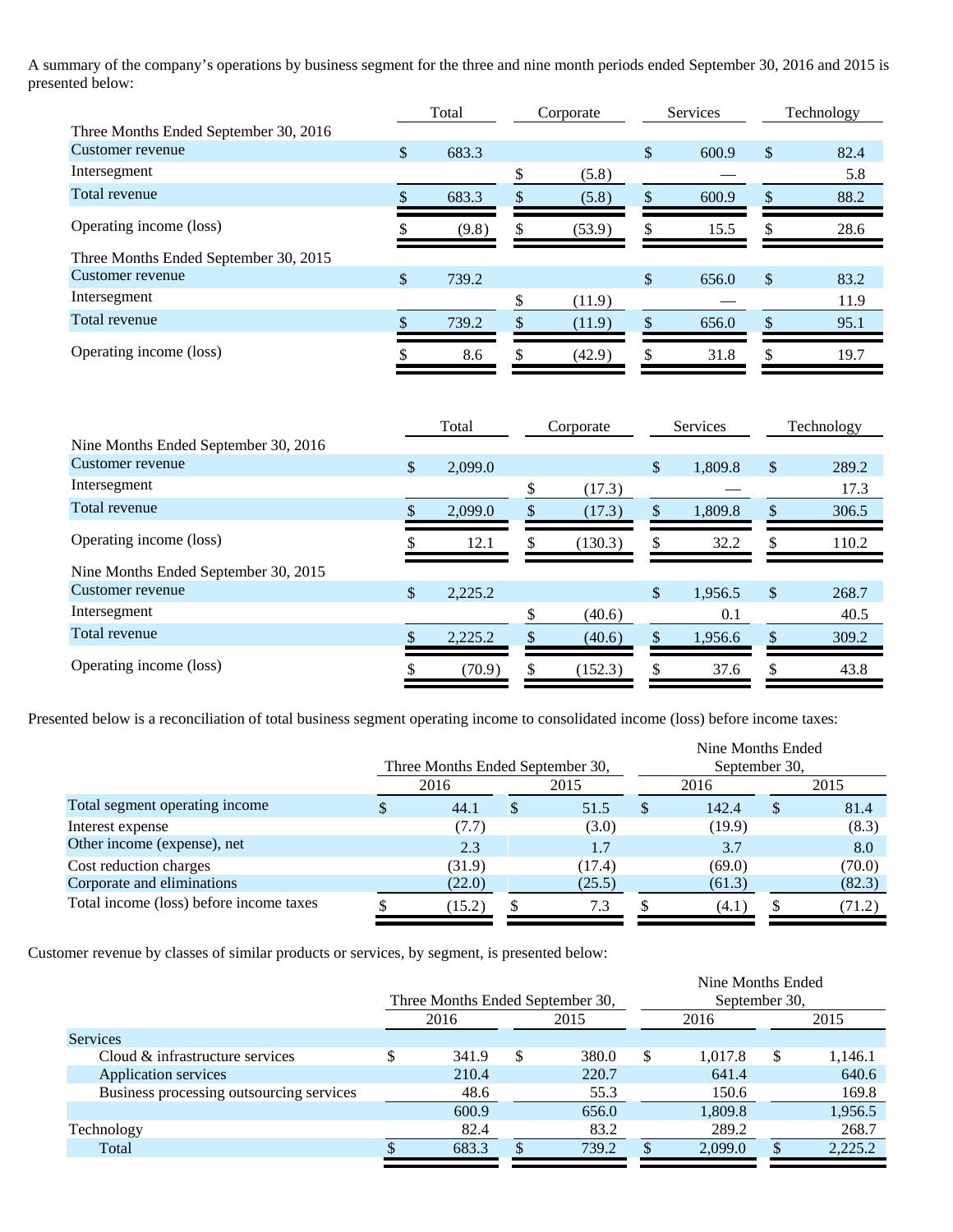A summary of the company's operations by business segment for the three and nine month periods ended September 30, 2016 and 2015 is presented below:

| | Total | Corporate | Services | Technology |
|---|---|---|---|---|
| Three Months Ended September 30, 2016 | | | | |
| Customer revenue | $ 683.3 | | $ 600.9 | $ 82.4 |
| Intersegment | | $ (5.8) | — | 5.8 |
| Total revenue | $ 683.3 | $ (5.8) | $ 600.9 | $ 88.2 |
| Operating income (loss) | $ (9.8) | $ (53.9) | $ 15.5 | $ 28.6 |
| Three Months Ended September 30, 2015 | | | | |
| Customer revenue | $ 739.2 | | $ 656.0 | $ 83.2 |
| Intersegment | | $ (11.9) | — | 11.9 |
| Total revenue | $ 739.2 | $ (11.9) | $ 656.0 | $ 95.1 |
| Operating income (loss) | $ 8.6 | $ (42.9) | $ 31.8 | $ 19.7 |

| | Total | Corporate | Services | Technology |
|---|---|---|---|---|
| Nine Months Ended September 30, 2016 | | | | |
| Customer revenue | $ 2,099.0 | | $ 1,809.8 | $ 289.2 |
| Intersegment | | $ (17.3) | — | 17.3 |
| Total revenue | $ 2,099.0 | $ (17.3) | $ 1,809.8 | $ 306.5 |
| Operating income (loss) | $ 12.1 | $ (130.3) | $ 32.2 | $ 110.2 |
| Nine Months Ended September 30, 2015 | | | | |
| Customer revenue | $ 2,225.2 | | $ 1,956.5 | $ 268.7 |
| Intersegment | | $ (40.6) | 0.1 | 40.5 |
| Total revenue | $ 2,225.2 | $ (40.6) | $ 1,956.6 | $ 309.2 |
| Operating income (loss) | $ (70.9) | $ (152.3) | $ 37.6 | $ 43.8 |

Presented below is a reconciliation of total business segment operating income to consolidated income (loss) before income taxes:

| | Three Months Ended September 30, | | Nine Months Ended September 30, | |
|---|---|---|---|---|
| | 2016 | 2015 | 2016 | 2015 |
| Total segment operating income | $ 44.1 | $ 51.5 | $ 142.4 | $ 81.4 |
| Interest expense | (7.7) | (3.0) | (19.9) | (8.3) |
| Other income (expense), net | 2.3 | 1.7 | 3.7 | 8.0 |
| Cost reduction charges | (31.9) | (17.4) | (69.0) | (70.0) |
| Corporate and eliminations | (22.0) | (25.5) | (61.3) | (82.3) |
| Total income (loss) before income taxes | $ (15.2) | $ 7.3 | $ (4.1) | $ (71.2) |

Customer revenue by classes of similar products or services, by segment, is presented below:

| | Three Months Ended September 30, | | Nine Months Ended September 30, | |
|---|---|---|---|---|
| | 2016 | 2015 | 2016 | 2015 |
| Services | | | | |
| Cloud & infrastructure services | $ 341.9 | $ 380.0 | $ 1,017.8 | $ 1,146.1 |
| Application services | 210.4 | 220.7 | 641.4 | 640.6 |
| Business processing outsourcing services | 48.6 | 55.3 | 150.6 | 169.8 |
| | 600.9 | 656.0 | 1,809.8 | 1,956.5 |
| Technology | 82.4 | 83.2 | 289.2 | 268.7 |
| Total | $ 683.3 | $ 739.2 | $ 2,099.0 | $ 2,225.2 |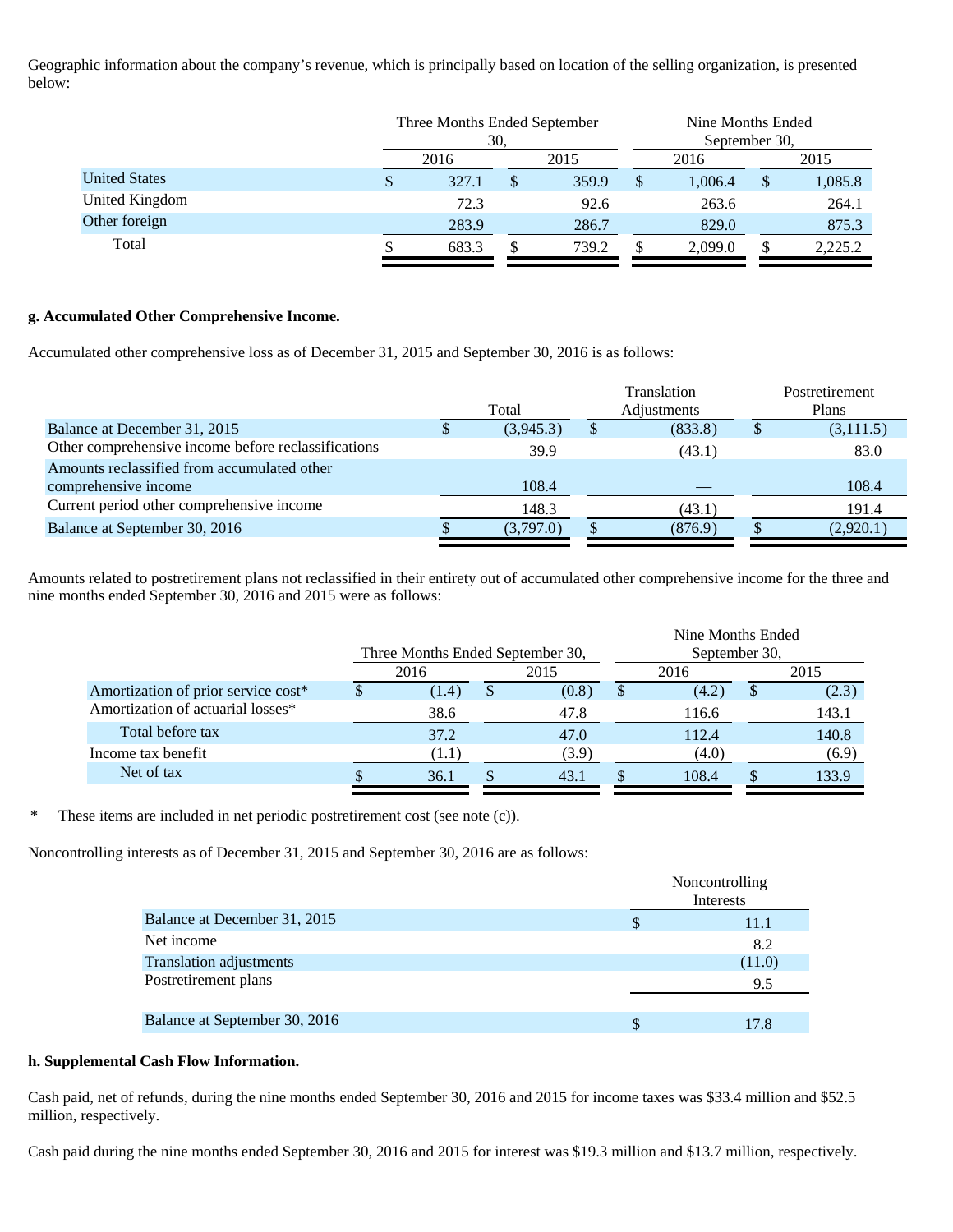Geographic information about the company's revenue, which is principally based on location of the selling organization, is presented below:

| | Three Months Ended September 30, | | Nine Months Ended September 30, | |
|---|---|---|---|---|
| | 2016 | 2015 | 2016 | 2015 |
| United States | $ 327.1 | $ 359.9 | $ 1,006.4 | $ 1,085.8 |
| United Kingdom | 72.3 | 92.6 | 263.6 | 264.1 |
| Other foreign | 283.9 | 286.7 | 829.0 | 875.3 |
| Total | $ 683.3 | $ 739.2 | $ 2,099.0 | $ 2,225.2 |

**g. Accumulated Other Comprehensive Income.**

Accumulated other comprehensive loss as of December 31, 2015 and September 30, 2016 is as follows:

| | Total | Translation Adjustments | Postretirement Plans |
|---|---|---|---|
| Balance at December 31, 2015 | $ (3,945.3) | $ (833.8) | $ (3,111.5) |
| Other comprehensive income before reclassifications | 39.9 | (43.1) | 83.0 |
| Amounts reclassified from accumulated other comprehensive income | 108.4 | — | 108.4 |
| Current period other comprehensive income | 148.3 | (43.1) | 191.4 |
| Balance at September 30, 2016 | $ (3,797.0) | $ (876.9) | $ (2,920.1) |

Amounts related to postretirement plans not reclassified in their entirety out of accumulated other comprehensive income for the three and nine months ended September 30, 2016 and 2015 were as follows:

| | Three Months Ended September 30, | | Nine Months Ended September 30, | |
|---|---|---|---|---|
| | 2016 | 2015 | 2016 | 2015 |
| Amortization of prior service cost* | $ (1.4) | $ (0.8) | $ (4.2) | $ (2.3) |
| Amortization of actuarial losses* | 38.6 | 47.8 | 116.6 | 143.1 |
| Total before tax | 37.2 | 47.0 | 112.4 | 140.8 |
| Income tax benefit | (1.1) | (3.9) | (4.0) | (6.9) |
| Net of tax | $ 36.1 | $ 43.1 | $ 108.4 | $ 133.9 |

\* These items are included in net periodic postretirement cost (see note (c)).

Noncontrolling interests as of December 31, 2015 and September 30, 2016 are as follows:

| | Noncontrolling Interests |
|---|---|
| Balance at December 31, 2015 | $ 11.1 |
| Net income | 8.2 |
| Translation adjustments | (11.0) |
| Postretirement plans | 9.5 |
| Balance at September 30, 2016 | $ 17.8 |

**h. Supplemental Cash Flow Information.**

Cash paid, net of refunds, during the nine months ended September 30, 2016 and 2015 for income taxes was $33.4 million and $52.5 million, respectively.

Cash paid during the nine months ended September 30, 2016 and 2015 for interest was $19.3 million and $13.7 million, respectively.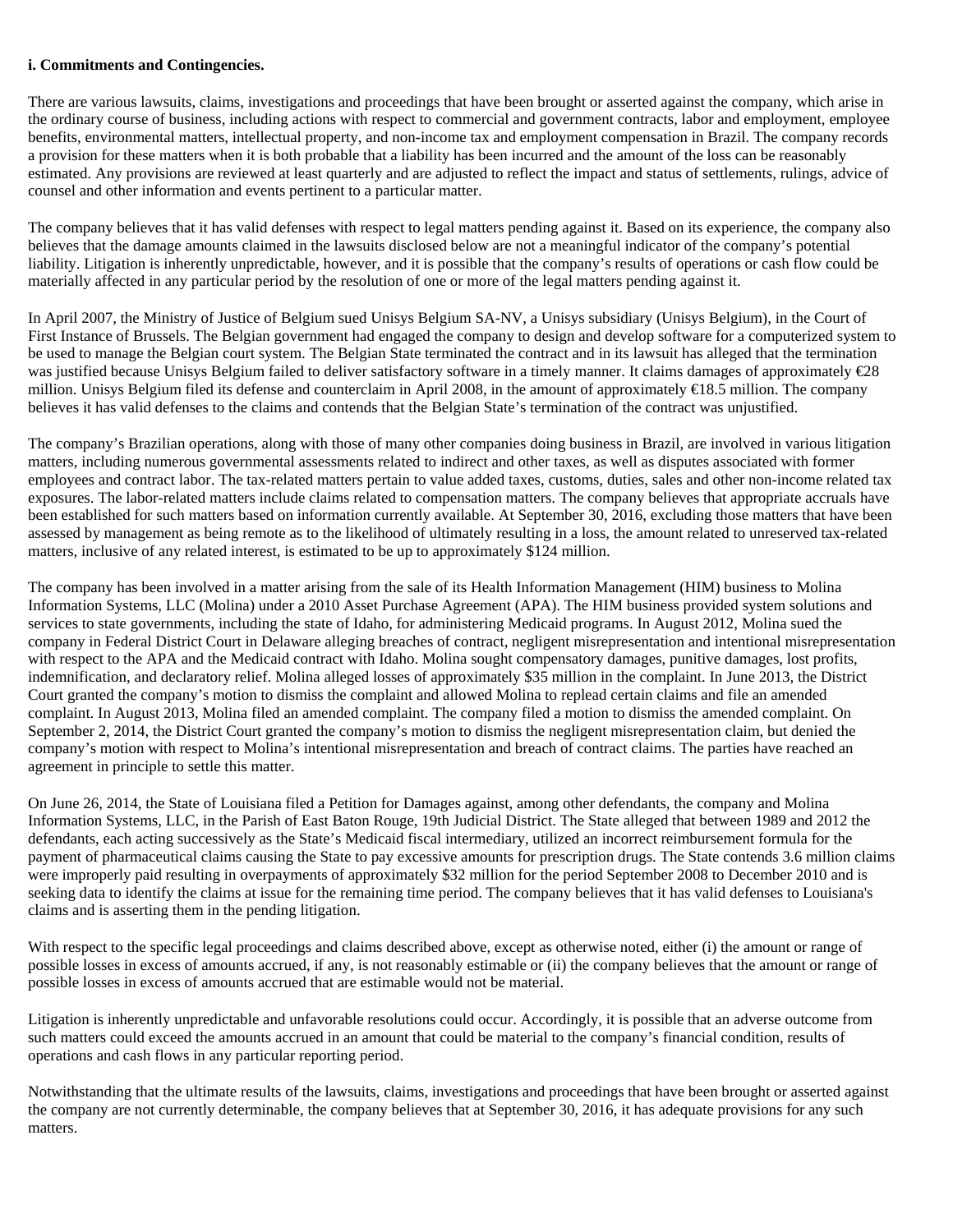**i. Commitments and Contingencies.**

There are various lawsuits, claims, investigations and proceedings that have been brought or asserted against the company, which arise in the ordinary course of business, including actions with respect to commercial and government contracts, labor and employment, employee benefits, environmental matters, intellectual property, and non-income tax and employment compensation in Brazil. The company records a provision for these matters when it is both probable that a liability has been incurred and the amount of the loss can be reasonably estimated. Any provisions are reviewed at least quarterly and are adjusted to reflect the impact and status of settlements, rulings, advice of counsel and other information and events pertinent to a particular matter.

The company believes that it has valid defenses with respect to legal matters pending against it. Based on its experience, the company also believes that the damage amounts claimed in the lawsuits disclosed below are not a meaningful indicator of the company's potential liability. Litigation is inherently unpredictable, however, and it is possible that the company's results of operations or cash flow could be materially affected in any particular period by the resolution of one or more of the legal matters pending against it.

In April 2007, the Ministry of Justice of Belgium sued Unisys Belgium SA-NV, a Unisys subsidiary (Unisys Belgium), in the Court of First Instance of Brussels. The Belgian government had engaged the company to design and develop software for a computerized system to be used to manage the Belgian court system. The Belgian State terminated the contract and in its lawsuit has alleged that the termination was justified because Unisys Belgium failed to deliver satisfactory software in a timely manner. It claims damages of approximately €28 million. Unisys Belgium filed its defense and counterclaim in April 2008, in the amount of approximately €18.5 million. The company believes it has valid defenses to the claims and contends that the Belgian State's termination of the contract was unjustified.

The company's Brazilian operations, along with those of many other companies doing business in Brazil, are involved in various litigation matters, including numerous governmental assessments related to indirect and other taxes, as well as disputes associated with former employees and contract labor. The tax-related matters pertain to value added taxes, customs, duties, sales and other non-income related tax exposures. The labor-related matters include claims related to compensation matters. The company believes that appropriate accruals have been established for such matters based on information currently available. At September 30, 2016, excluding those matters that have been assessed by management as being remote as to the likelihood of ultimately resulting in a loss, the amount related to unreserved tax-related matters, inclusive of any related interest, is estimated to be up to approximately $124 million.

The company has been involved in a matter arising from the sale of its Health Information Management (HIM) business to Molina Information Systems, LLC (Molina) under a 2010 Asset Purchase Agreement (APA). The HIM business provided system solutions and services to state governments, including the state of Idaho, for administering Medicaid programs. In August 2012, Molina sued the company in Federal District Court in Delaware alleging breaches of contract, negligent misrepresentation and intentional misrepresentation with respect to the APA and the Medicaid contract with Idaho. Molina sought compensatory damages, punitive damages, lost profits, indemnification, and declaratory relief. Molina alleged losses of approximately $35 million in the complaint. In June 2013, the District Court granted the company's motion to dismiss the complaint and allowed Molina to replead certain claims and file an amended complaint. In August 2013, Molina filed an amended complaint. The company filed a motion to dismiss the amended complaint. On September 2, 2014, the District Court granted the company's motion to dismiss the negligent misrepresentation claim, but denied the company's motion with respect to Molina's intentional misrepresentation and breach of contract claims. The parties have reached an agreement in principle to settle this matter.

On June 26, 2014, the State of Louisiana filed a Petition for Damages against, among other defendants, the company and Molina Information Systems, LLC, in the Parish of East Baton Rouge, 19th Judicial District. The State alleged that between 1989 and 2012 the defendants, each acting successively as the State's Medicaid fiscal intermediary, utilized an incorrect reimbursement formula for the payment of pharmaceutical claims causing the State to pay excessive amounts for prescription drugs. The State contends 3.6 million claims were improperly paid resulting in overpayments of approximately $32 million for the period September 2008 to December 2010 and is seeking data to identify the claims at issue for the remaining time period. The company believes that it has valid defenses to Louisiana's claims and is asserting them in the pending litigation.

With respect to the specific legal proceedings and claims described above, except as otherwise noted, either (i) the amount or range of possible losses in excess of amounts accrued, if any, is not reasonably estimable or (ii) the company believes that the amount or range of possible losses in excess of amounts accrued that are estimable would not be material.

Litigation is inherently unpredictable and unfavorable resolutions could occur. Accordingly, it is possible that an adverse outcome from such matters could exceed the amounts accrued in an amount that could be material to the company's financial condition, results of operations and cash flows in any particular reporting period.

Notwithstanding that the ultimate results of the lawsuits, claims, investigations and proceedings that have been brought or asserted against the company are not currently determinable, the company believes that at September 30, 2016, it has adequate provisions for any such matters.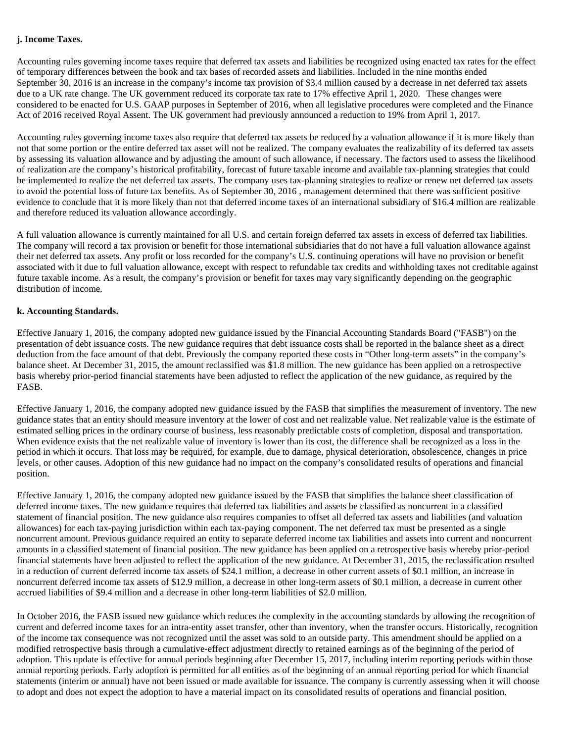**j. Income Taxes.**

Accounting rules governing income taxes require that deferred tax assets and liabilities be recognized using enacted tax rates for the effect of temporary differences between the book and tax bases of recorded assets and liabilities. Included in the nine months ended September 30, 2016 is an increase in the company's income tax provision of $3.4 million caused by a decrease in net deferred tax assets due to a UK rate change. The UK government reduced its corporate tax rate to 17% effective April 1, 2020. These changes were considered to be enacted for U.S. GAAP purposes in September of 2016, when all legislative procedures were completed and the Finance Act of 2016 received Royal Assent. The UK government had previously announced a reduction to 19% from April 1, 2017.

Accounting rules governing income taxes also require that deferred tax assets be reduced by a valuation allowance if it is more likely than not that some portion or the entire deferred tax asset will not be realized. The company evaluates the realizability of its deferred tax assets by assessing its valuation allowance and by adjusting the amount of such allowance, if necessary. The factors used to assess the likelihood of realization are the company's historical profitability, forecast of future taxable income and available tax-planning strategies that could be implemented to realize the net deferred tax assets. The company uses tax-planning strategies to realize or renew net deferred tax assets to avoid the potential loss of future tax benefits. As of September 30, 2016 , management determined that there was sufficient positive evidence to conclude that it is more likely than not that deferred income taxes of an international subsidiary of $16.4 million are realizable and therefore reduced its valuation allowance accordingly.

A full valuation allowance is currently maintained for all U.S. and certain foreign deferred tax assets in excess of deferred tax liabilities. The company will record a tax provision or benefit for those international subsidiaries that do not have a full valuation allowance against their net deferred tax assets. Any profit or loss recorded for the company's U.S. continuing operations will have no provision or benefit associated with it due to full valuation allowance, except with respect to refundable tax credits and withholding taxes not creditable against future taxable income. As a result, the company's provision or benefit for taxes may vary significantly depending on the geographic distribution of income.

**k. Accounting Standards.**

Effective January 1, 2016, the company adopted new guidance issued by the Financial Accounting Standards Board ("FASB") on the presentation of debt issuance costs. The new guidance requires that debt issuance costs shall be reported in the balance sheet as a direct deduction from the face amount of that debt. Previously the company reported these costs in "Other long-term assets" in the company's balance sheet. At December 31, 2015, the amount reclassified was $1.8 million. The new guidance has been applied on a retrospective basis whereby prior-period financial statements have been adjusted to reflect the application of the new guidance, as required by the FASB.

Effective January 1, 2016, the company adopted new guidance issued by the FASB that simplifies the measurement of inventory. The new guidance states that an entity should measure inventory at the lower of cost and net realizable value. Net realizable value is the estimate of estimated selling prices in the ordinary course of business, less reasonably predictable costs of completion, disposal and transportation. When evidence exists that the net realizable value of inventory is lower than its cost, the difference shall be recognized as a loss in the period in which it occurs. That loss may be required, for example, due to damage, physical deterioration, obsolescence, changes in price levels, or other causes. Adoption of this new guidance had no impact on the company's consolidated results of operations and financial position.

Effective January 1, 2016, the company adopted new guidance issued by the FASB that simplifies the balance sheet classification of deferred income taxes. The new guidance requires that deferred tax liabilities and assets be classified as noncurrent in a classified statement of financial position. The new guidance also requires companies to offset all deferred tax assets and liabilities (and valuation allowances) for each tax-paying jurisdiction within each tax-paying component. The net deferred tax must be presented as a single noncurrent amount. Previous guidance required an entity to separate deferred income tax liabilities and assets into current and noncurrent amounts in a classified statement of financial position. The new guidance has been applied on a retrospective basis whereby prior-period financial statements have been adjusted to reflect the application of the new guidance. At December 31, 2015, the reclassification resulted in a reduction of current deferred income tax assets of $24.1 million, a decrease in other current assets of $0.1 million, an increase in noncurrent deferred income tax assets of $12.9 million, a decrease in other long-term assets of $0.1 million, a decrease in current other accrued liabilities of $9.4 million and a decrease in other long-term liabilities of $2.0 million.

In October 2016, the FASB issued new guidance which reduces the complexity in the accounting standards by allowing the recognition of current and deferred income taxes for an intra-entity asset transfer, other than inventory, when the transfer occurs. Historically, recognition of the income tax consequence was not recognized until the asset was sold to an outside party. This amendment should be applied on a modified retrospective basis through a cumulative-effect adjustment directly to retained earnings as of the beginning of the period of adoption. This update is effective for annual periods beginning after December 15, 2017, including interim reporting periods within those annual reporting periods. Early adoption is permitted for all entities as of the beginning of an annual reporting period for which financial statements (interim or annual) have not been issued or made available for issuance. The company is currently assessing when it will choose to adopt and does not expect the adoption to have a material impact on its consolidated results of operations and financial position.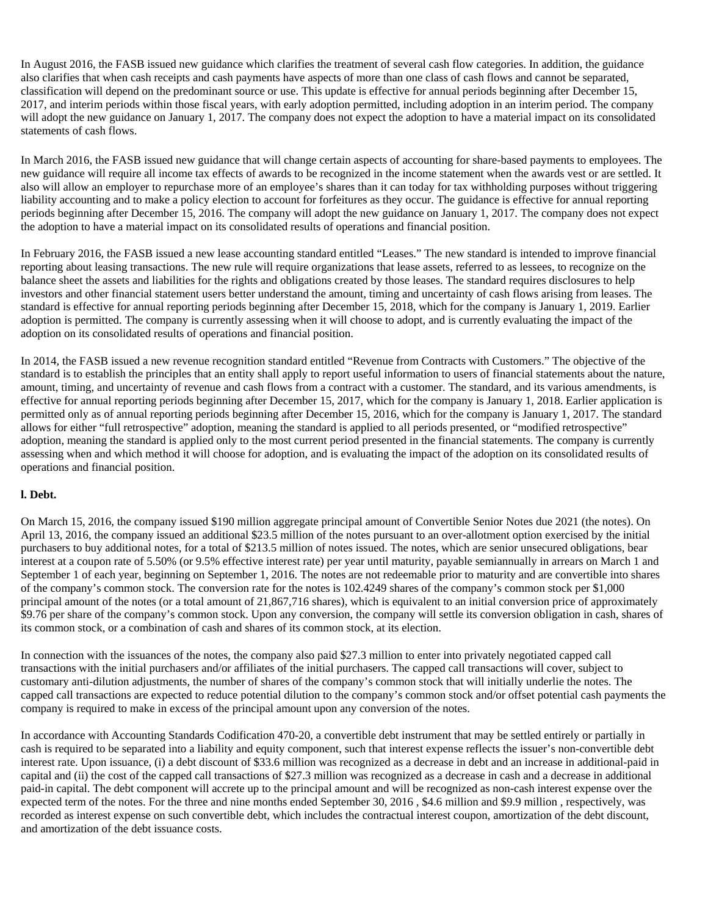In August 2016, the FASB issued new guidance which clarifies the treatment of several cash flow categories. In addition, the guidance also clarifies that when cash receipts and cash payments have aspects of more than one class of cash flows and cannot be separated, classification will depend on the predominant source or use. This update is effective for annual periods beginning after December 15, 2017, and interim periods within those fiscal years, with early adoption permitted, including adoption in an interim period. The company will adopt the new guidance on January 1, 2017. The company does not expect the adoption to have a material impact on its consolidated statements of cash flows.

In March 2016, the FASB issued new guidance that will change certain aspects of accounting for share-based payments to employees. The new guidance will require all income tax effects of awards to be recognized in the income statement when the awards vest or are settled. It also will allow an employer to repurchase more of an employee's shares than it can today for tax withholding purposes without triggering liability accounting and to make a policy election to account for forfeitures as they occur. The guidance is effective for annual reporting periods beginning after December 15, 2016. The company will adopt the new guidance on January 1, 2017. The company does not expect the adoption to have a material impact on its consolidated results of operations and financial position.

In February 2016, the FASB issued a new lease accounting standard entitled "Leases." The new standard is intended to improve financial reporting about leasing transactions. The new rule will require organizations that lease assets, referred to as lessees, to recognize on the balance sheet the assets and liabilities for the rights and obligations created by those leases. The standard requires disclosures to help investors and other financial statement users better understand the amount, timing and uncertainty of cash flows arising from leases. The standard is effective for annual reporting periods beginning after December 15, 2018, which for the company is January 1, 2019. Earlier adoption is permitted. The company is currently assessing when it will choose to adopt, and is currently evaluating the impact of the adoption on its consolidated results of operations and financial position.

In 2014, the FASB issued a new revenue recognition standard entitled "Revenue from Contracts with Customers." The objective of the standard is to establish the principles that an entity shall apply to report useful information to users of financial statements about the nature, amount, timing, and uncertainty of revenue and cash flows from a contract with a customer. The standard, and its various amendments, is effective for annual reporting periods beginning after December 15, 2017, which for the company is January 1, 2018. Earlier application is permitted only as of annual reporting periods beginning after December 15, 2016, which for the company is January 1, 2017. The standard allows for either "full retrospective" adoption, meaning the standard is applied to all periods presented, or "modified retrospective" adoption, meaning the standard is applied only to the most current period presented in the financial statements. The company is currently assessing when and which method it will choose for adoption, and is evaluating the impact of the adoption on its consolidated results of operations and financial position.

**l. Debt.**

On March 15, 2016, the company issued $190 million aggregate principal amount of Convertible Senior Notes due 2021 (the notes). On April 13, 2016, the company issued an additional $23.5 million of the notes pursuant to an over-allotment option exercised by the initial purchasers to buy additional notes, for a total of $213.5 million of notes issued. The notes, which are senior unsecured obligations, bear interest at a coupon rate of 5.50% (or 9.5% effective interest rate) per year until maturity, payable semiannually in arrears on March 1 and September 1 of each year, beginning on September 1, 2016. The notes are not redeemable prior to maturity and are convertible into shares of the company's common stock. The conversion rate for the notes is 102.4249 shares of the company's common stock per $1,000 principal amount of the notes (or a total amount of 21,867,716 shares), which is equivalent to an initial conversion price of approximately $9.76 per share of the company's common stock. Upon any conversion, the company will settle its conversion obligation in cash, shares of its common stock, or a combination of cash and shares of its common stock, at its election.

In connection with the issuances of the notes, the company also paid $27.3 million to enter into privately negotiated capped call transactions with the initial purchasers and/or affiliates of the initial purchasers. The capped call transactions will cover, subject to customary anti-dilution adjustments, the number of shares of the company's common stock that will initially underlie the notes. The capped call transactions are expected to reduce potential dilution to the company's common stock and/or offset potential cash payments the company is required to make in excess of the principal amount upon any conversion of the notes.

In accordance with Accounting Standards Codification 470-20, a convertible debt instrument that may be settled entirely or partially in cash is required to be separated into a liability and equity component, such that interest expense reflects the issuer's non-convertible debt interest rate. Upon issuance, (i) a debt discount of $33.6 million was recognized as a decrease in debt and an increase in additional-paid in capital and (ii) the cost of the capped call transactions of $27.3 million was recognized as a decrease in cash and a decrease in additional paid-in capital. The debt component will accrete up to the principal amount and will be recognized as non-cash interest expense over the expected term of the notes. For the three and nine months ended September 30, 2016 , $4.6 million and $9.9 million , respectively, was recorded as interest expense on such convertible debt, which includes the contractual interest coupon, amortization of the debt discount, and amortization of the debt issuance costs.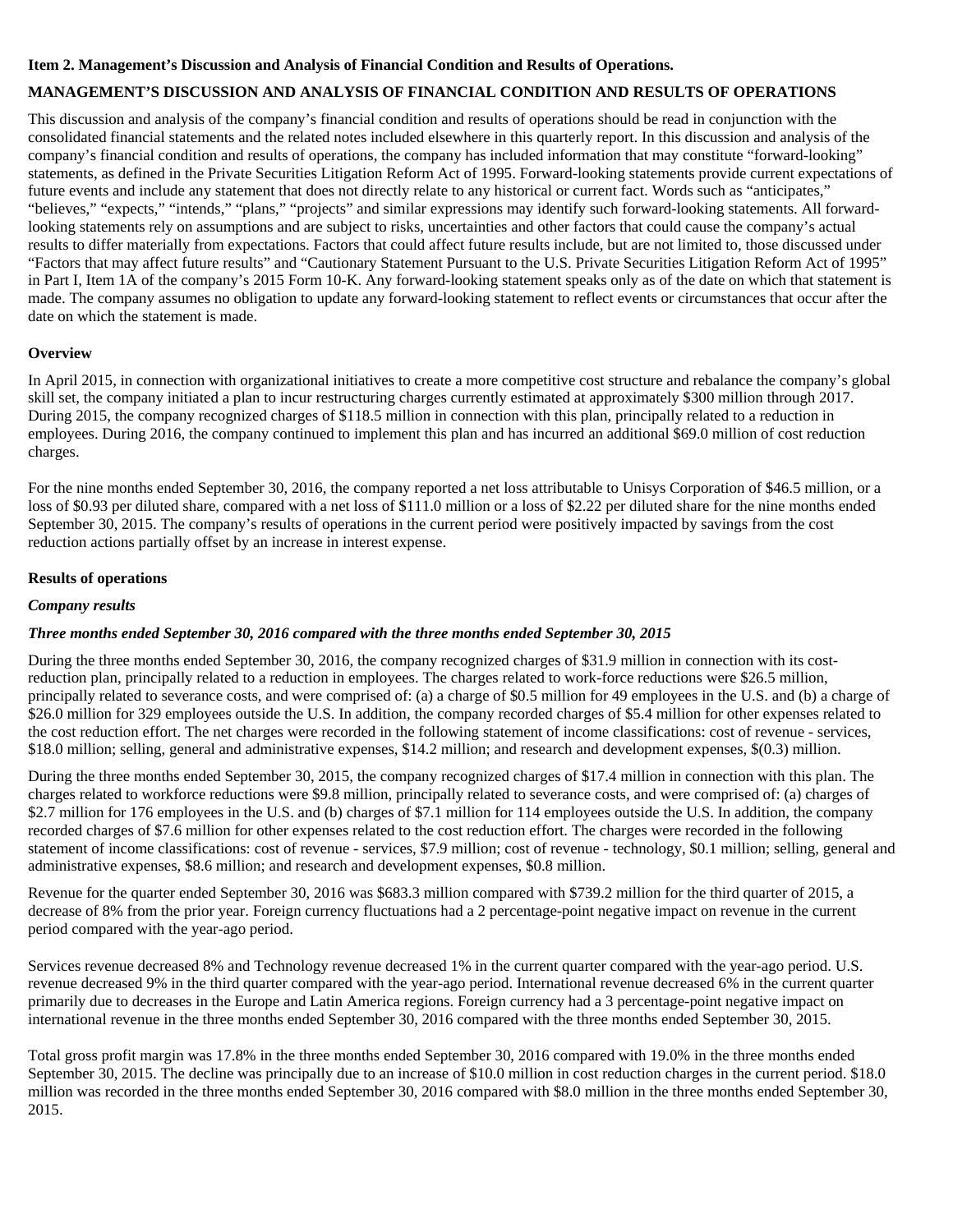**Item 2. Management's Discussion and Analysis of Financial Condition and Results of Operations.**

**MANAGEMENT'S DISCUSSION AND ANALYSIS OF FINANCIAL CONDITION AND RESULTS OF OPERATIONS**

This discussion and analysis of the company's financial condition and results of operations should be read in conjunction with the consolidated financial statements and the related notes included elsewhere in this quarterly report. In this discussion and analysis of the company's financial condition and results of operations, the company has included information that may constitute "forward-looking" statements, as defined in the Private Securities Litigation Reform Act of 1995. Forward-looking statements provide current expectations of future events and include any statement that does not directly relate to any historical or current fact. Words such as "anticipates," "believes," "expects," "intends," "plans," "projects" and similar expressions may identify such forward-looking statements. All forward-looking statements rely on assumptions and are subject to risks, uncertainties and other factors that could cause the company's actual results to differ materially from expectations. Factors that could affect future results include, but are not limited to, those discussed under "Factors that may affect future results" and "Cautionary Statement Pursuant to the U.S. Private Securities Litigation Reform Act of 1995" in Part I, Item 1A of the company's 2015 Form 10-K. Any forward-looking statement speaks only as of the date on which that statement is made. The company assumes no obligation to update any forward-looking statement to reflect events or circumstances that occur after the date on which the statement is made.

**Overview**

In April 2015, in connection with organizational initiatives to create a more competitive cost structure and rebalance the company's global skill set, the company initiated a plan to incur restructuring charges currently estimated at approximately $300 million through 2017. During 2015, the company recognized charges of $118.5 million in connection with this plan, principally related to a reduction in employees. During 2016, the company continued to implement this plan and has incurred an additional $69.0 million of cost reduction charges.

For the nine months ended September 30, 2016, the company reported a net loss attributable to Unisys Corporation of $46.5 million, or a loss of $0.93 per diluted share, compared with a net loss of $111.0 million or a loss of $2.22 per diluted share for the nine months ended September 30, 2015. The company's results of operations in the current period were positively impacted by savings from the cost reduction actions partially offset by an increase in interest expense.

**Results of operations**

***Company results***

***Three months ended September 30, 2016 compared with the three months ended September 30, 2015***

During the three months ended September 30, 2016, the company recognized charges of $31.9 million in connection with its cost-reduction plan, principally related to a reduction in employees. The charges related to work-force reductions were $26.5 million, principally related to severance costs, and were comprised of: (a) a charge of $0.5 million for 49 employees in the U.S. and (b) a charge of $26.0 million for 329 employees outside the U.S. In addition, the company recorded charges of $5.4 million for other expenses related to the cost reduction effort. The net charges were recorded in the following statement of income classifications: cost of revenue - services, $18.0 million; selling, general and administrative expenses, $14.2 million; and research and development expenses, $(0.3) million.

During the three months ended September 30, 2015, the company recognized charges of $17.4 million in connection with this plan. The charges related to workforce reductions were $9.8 million, principally related to severance costs, and were comprised of: (a) charges of $2.7 million for 176 employees in the U.S. and (b) charges of $7.1 million for 114 employees outside the U.S. In addition, the company recorded charges of $7.6 million for other expenses related to the cost reduction effort. The charges were recorded in the following statement of income classifications: cost of revenue - services, $7.9 million; cost of revenue - technology, $0.1 million; selling, general and administrative expenses, $8.6 million; and research and development expenses, $0.8 million.

Revenue for the quarter ended September 30, 2016 was $683.3 million compared with $739.2 million for the third quarter of 2015, a decrease of 8% from the prior year. Foreign currency fluctuations had a 2 percentage-point negative impact on revenue in the current period compared with the year-ago period.

Services revenue decreased 8% and Technology revenue decreased 1% in the current quarter compared with the year-ago period. U.S. revenue decreased 9% in the third quarter compared with the year-ago period. International revenue decreased 6% in the current quarter primarily due to decreases in the Europe and Latin America regions. Foreign currency had a 3 percentage-point negative impact on international revenue in the three months ended September 30, 2016 compared with the three months ended September 30, 2015.

Total gross profit margin was 17.8% in the three months ended September 30, 2016 compared with 19.0% in the three months ended September 30, 2015. The decline was principally due to an increase of $10.0 million in cost reduction charges in the current period. $18.0 million was recorded in the three months ended September 30, 2016 compared with $8.0 million in the three months ended September 30, 2015.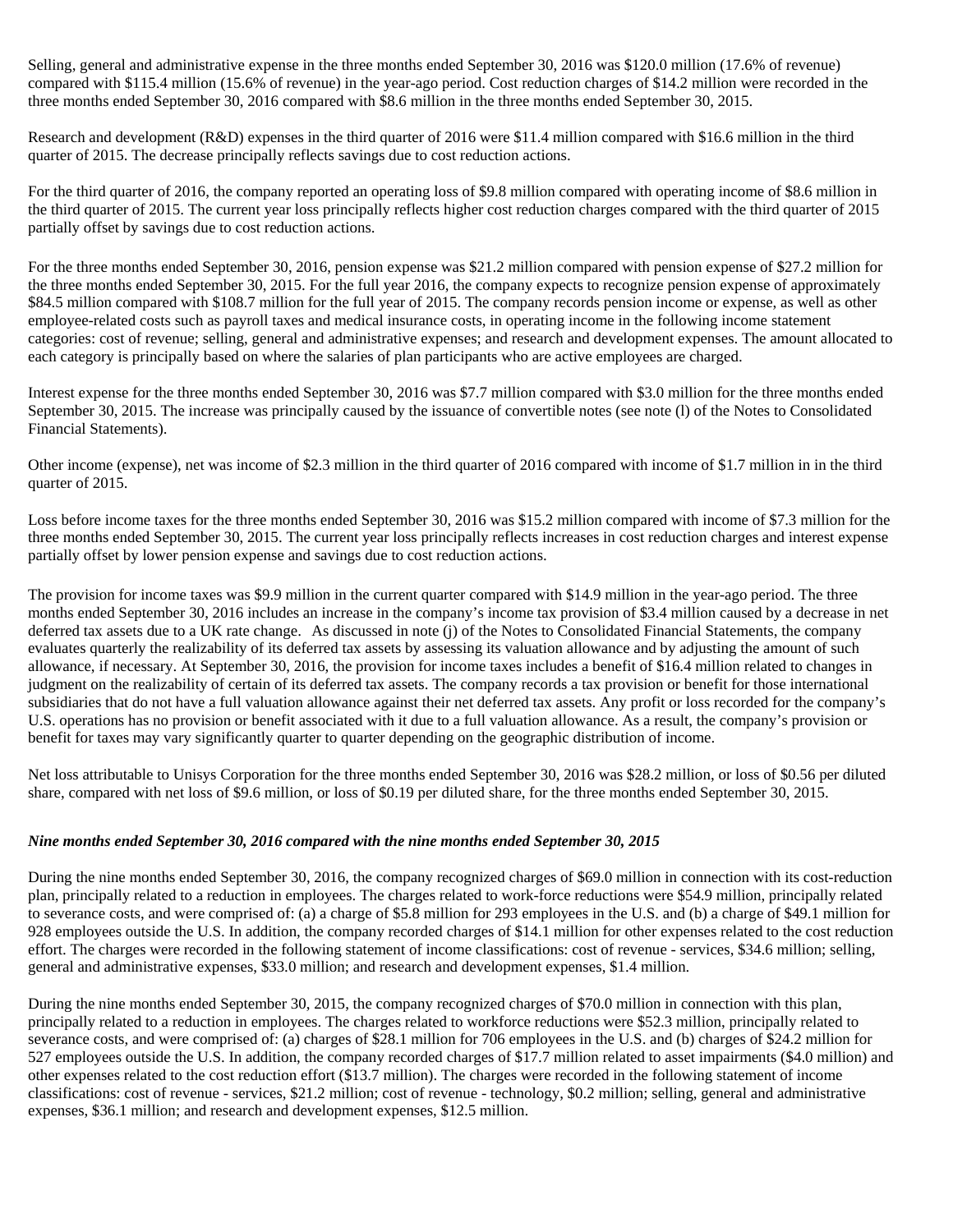Selling, general and administrative expense in the three months ended September 30, 2016 was $120.0 million (17.6% of revenue) compared with $115.4 million (15.6% of revenue) in the year-ago period. Cost reduction charges of $14.2 million were recorded in the three months ended September 30, 2016 compared with $8.6 million in the three months ended September 30, 2015.

Research and development (R&D) expenses in the third quarter of 2016 were $11.4 million compared with $16.6 million in the third quarter of 2015. The decrease principally reflects savings due to cost reduction actions.

For the third quarter of 2016, the company reported an operating loss of $9.8 million compared with operating income of $8.6 million in the third quarter of 2015. The current year loss principally reflects higher cost reduction charges compared with the third quarter of 2015 partially offset by savings due to cost reduction actions.

For the three months ended September 30, 2016, pension expense was $21.2 million compared with pension expense of $27.2 million for the three months ended September 30, 2015. For the full year 2016, the company expects to recognize pension expense of approximately $84.5 million compared with $108.7 million for the full year of 2015. The company records pension income or expense, as well as other employee-related costs such as payroll taxes and medical insurance costs, in operating income in the following income statement categories: cost of revenue; selling, general and administrative expenses; and research and development expenses. The amount allocated to each category is principally based on where the salaries of plan participants who are active employees are charged.

Interest expense for the three months ended September 30, 2016 was $7.7 million compared with $3.0 million for the three months ended September 30, 2015. The increase was principally caused by the issuance of convertible notes (see note (l) of the Notes to Consolidated Financial Statements).

Other income (expense), net was income of $2.3 million in the third quarter of 2016 compared with income of $1.7 million in in the third quarter of 2015.

Loss before income taxes for the three months ended September 30, 2016 was $15.2 million compared with income of $7.3 million for the three months ended September 30, 2015. The current year loss principally reflects increases in cost reduction charges and interest expense partially offset by lower pension expense and savings due to cost reduction actions.

The provision for income taxes was $9.9 million in the current quarter compared with $14.9 million in the year-ago period. The three months ended September 30, 2016 includes an increase in the company's income tax provision of $3.4 million caused by a decrease in net deferred tax assets due to a UK rate change. As discussed in note (j) of the Notes to Consolidated Financial Statements, the company evaluates quarterly the realizability of its deferred tax assets by assessing its valuation allowance and by adjusting the amount of such allowance, if necessary. At September 30, 2016, the provision for income taxes includes a benefit of $16.4 million related to changes in judgment on the realizability of certain of its deferred tax assets. The company records a tax provision or benefit for those international subsidiaries that do not have a full valuation allowance against their net deferred tax assets. Any profit or loss recorded for the company's U.S. operations has no provision or benefit associated with it due to a full valuation allowance. As a result, the company's provision or benefit for taxes may vary significantly quarter to quarter depending on the geographic distribution of income.

Net loss attributable to Unisys Corporation for the three months ended September 30, 2016 was $28.2 million, or loss of $0.56 per diluted share, compared with net loss of $9.6 million, or loss of $0.19 per diluted share, for the three months ended September 30, 2015.

***Nine months ended September 30, 2016 compared with the nine months ended September 30, 2015***

During the nine months ended September 30, 2016, the company recognized charges of $69.0 million in connection with its cost-reduction plan, principally related to a reduction in employees. The charges related to work-force reductions were $54.9 million, principally related to severance costs, and were comprised of: (a) a charge of $5.8 million for 293 employees in the U.S. and (b) a charge of $49.1 million for 928 employees outside the U.S. In addition, the company recorded charges of $14.1 million for other expenses related to the cost reduction effort. The charges were recorded in the following statement of income classifications: cost of revenue - services, $34.6 million; selling, general and administrative expenses, $33.0 million; and research and development expenses, $1.4 million.

During the nine months ended September 30, 2015, the company recognized charges of $70.0 million in connection with this plan, principally related to a reduction in employees. The charges related to workforce reductions were $52.3 million, principally related to severance costs, and were comprised of: (a) charges of $28.1 million for 706 employees in the U.S. and (b) charges of $24.2 million for 527 employees outside the U.S. In addition, the company recorded charges of $17.7 million related to asset impairments ($4.0 million) and other expenses related to the cost reduction effort ($13.7 million). The charges were recorded in the following statement of income classifications: cost of revenue - services, $21.2 million; cost of revenue - technology, $0.2 million; selling, general and administrative expenses, $36.1 million; and research and development expenses, $12.5 million.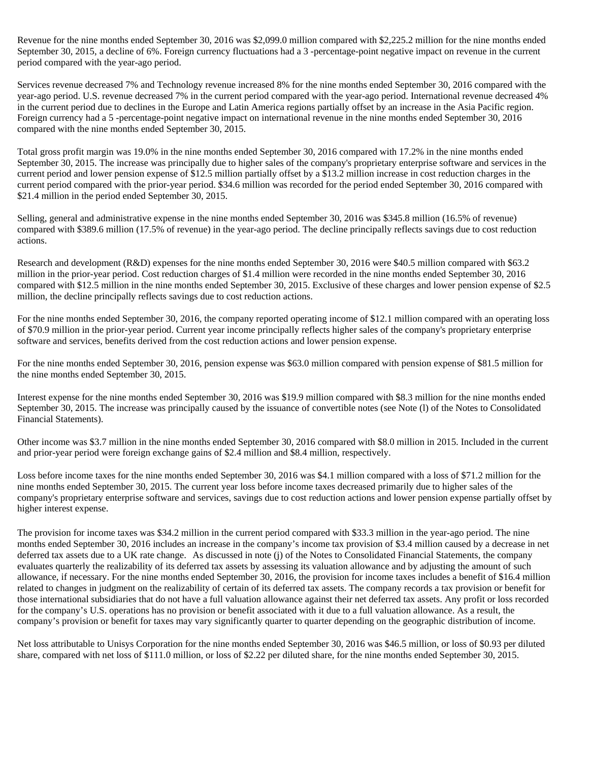Revenue for the nine months ended September 30, 2016 was $2,099.0 million compared with $2,225.2 million for the nine months ended September 30, 2015, a decline of 6%. Foreign currency fluctuations had a 3 -percentage-point negative impact on revenue in the current period compared with the year-ago period.

Services revenue decreased 7% and Technology revenue increased 8% for the nine months ended September 30, 2016 compared with the year-ago period. U.S. revenue decreased 7% in the current period compared with the year-ago period. International revenue decreased 4% in the current period due to declines in the Europe and Latin America regions partially offset by an increase in the Asia Pacific region. Foreign currency had a 5 -percentage-point negative impact on international revenue in the nine months ended September 30, 2016 compared with the nine months ended September 30, 2015.

Total gross profit margin was 19.0% in the nine months ended September 30, 2016 compared with 17.2% in the nine months ended September 30, 2015. The increase was principally due to higher sales of the company's proprietary enterprise software and services in the current period and lower pension expense of $12.5 million partially offset by a $13.2 million increase in cost reduction charges in the current period compared with the prior-year period. $34.6 million was recorded for the period ended September 30, 2016 compared with $21.4 million in the period ended September 30, 2015.

Selling, general and administrative expense in the nine months ended September 30, 2016 was $345.8 million (16.5% of revenue) compared with $389.6 million (17.5% of revenue) in the year-ago period. The decline principally reflects savings due to cost reduction actions.

Research and development (R&D) expenses for the nine months ended September 30, 2016 were $40.5 million compared with $63.2 million in the prior-year period. Cost reduction charges of $1.4 million were recorded in the nine months ended September 30, 2016 compared with $12.5 million in the nine months ended September 30, 2015. Exclusive of these charges and lower pension expense of $2.5 million, the decline principally reflects savings due to cost reduction actions.

For the nine months ended September 30, 2016, the company reported operating income of $12.1 million compared with an operating loss of $70.9 million in the prior-year period. Current year income principally reflects higher sales of the company's proprietary enterprise software and services, benefits derived from the cost reduction actions and lower pension expense.

For the nine months ended September 30, 2016, pension expense was $63.0 million compared with pension expense of $81.5 million for the nine months ended September 30, 2015.

Interest expense for the nine months ended September 30, 2016 was $19.9 million compared with $8.3 million for the nine months ended September 30, 2015. The increase was principally caused by the issuance of convertible notes (see Note (l) of the Notes to Consolidated Financial Statements).

Other income was $3.7 million in the nine months ended September 30, 2016 compared with $8.0 million in 2015. Included in the current and prior-year period were foreign exchange gains of $2.4 million and $8.4 million, respectively.

Loss before income taxes for the nine months ended September 30, 2016 was $4.1 million compared with a loss of $71.2 million for the nine months ended September 30, 2015. The current year loss before income taxes decreased primarily due to higher sales of the company's proprietary enterprise software and services, savings due to cost reduction actions and lower pension expense partially offset by higher interest expense.

The provision for income taxes was $34.2 million in the current period compared with $33.3 million in the year-ago period. The nine months ended September 30, 2016 includes an increase in the company's income tax provision of $3.4 million caused by a decrease in net deferred tax assets due to a UK rate change. As discussed in note (j) of the Notes to Consolidated Financial Statements, the company evaluates quarterly the realizability of its deferred tax assets by assessing its valuation allowance and by adjusting the amount of such allowance, if necessary. For the nine months ended September 30, 2016, the provision for income taxes includes a benefit of $16.4 million related to changes in judgment on the realizability of certain of its deferred tax assets. The company records a tax provision or benefit for those international subsidiaries that do not have a full valuation allowance against their net deferred tax assets. Any profit or loss recorded for the company's U.S. operations has no provision or benefit associated with it due to a full valuation allowance. As a result, the company's provision or benefit for taxes may vary significantly quarter to quarter depending on the geographic distribution of income.

Net loss attributable to Unisys Corporation for the nine months ended September 30, 2016 was $46.5 million, or loss of $0.93 per diluted share, compared with net loss of $111.0 million, or loss of $2.22 per diluted share, for the nine months ended September 30, 2015.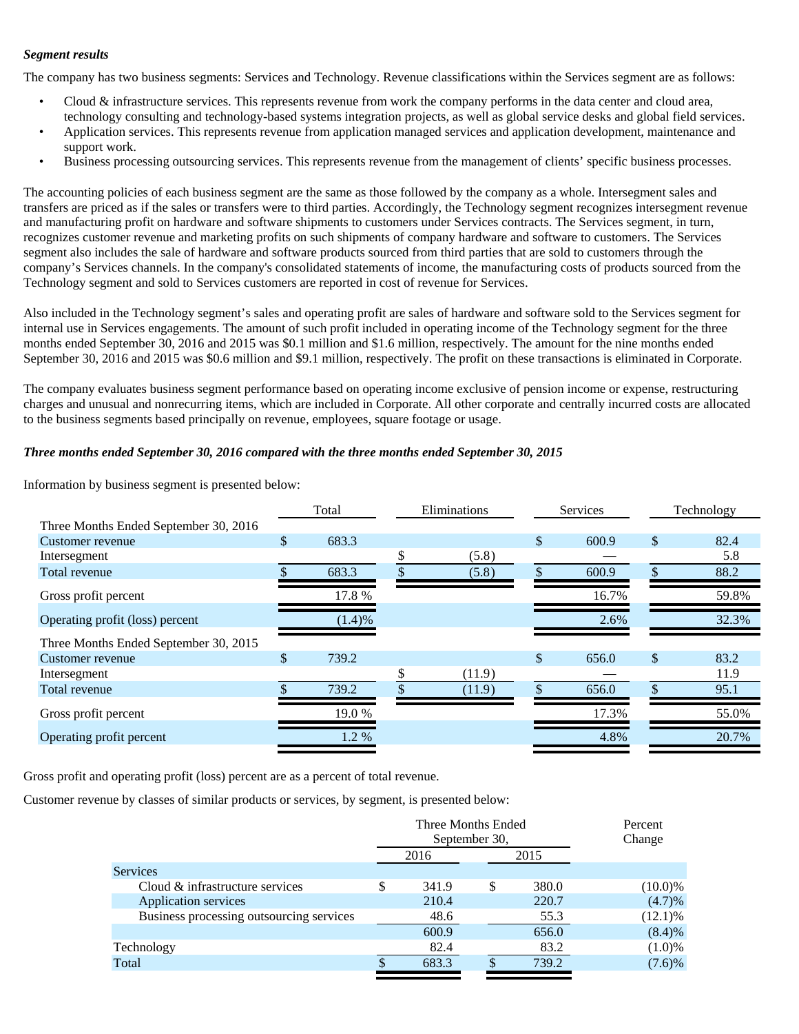***Segment results***

The company has two business segments: Services and Technology. Revenue classifications within the Services segment are as follows:

- Cloud & infrastructure services. This represents revenue from work the company performs in the data center and cloud area, technology consulting and technology-based systems integration projects, as well as global service desks and global field services.
- Application services. This represents revenue from application managed services and application development, maintenance and support work.
- Business processing outsourcing services. This represents revenue from the management of clients' specific business processes.

The accounting policies of each business segment are the same as those followed by the company as a whole. Intersegment sales and transfers are priced as if the sales or transfers were to third parties. Accordingly, the Technology segment recognizes intersegment revenue and manufacturing profit on hardware and software shipments to customers under Services contracts. The Services segment, in turn, recognizes customer revenue and marketing profits on such shipments of company hardware and software to customers. The Services segment also includes the sale of hardware and software products sourced from third parties that are sold to customers through the company's Services channels. In the company's consolidated statements of income, the manufacturing costs of products sourced from the Technology segment and sold to Services customers are reported in cost of revenue for Services.

Also included in the Technology segment's sales and operating profit are sales of hardware and software sold to the Services segment for internal use in Services engagements. The amount of such profit included in operating income of the Technology segment for the three months ended September 30, 2016 and 2015 was $0.1 million and $1.6 million, respectively. The amount for the nine months ended September 30, 2016 and 2015 was $0.6 million and $9.1 million, respectively. The profit on these transactions is eliminated in Corporate.

The company evaluates business segment performance based on operating income exclusive of pension income or expense, restructuring charges and unusual and nonrecurring items, which are included in Corporate. All other corporate and centrally incurred costs are allocated to the business segments based principally on revenue, employees, square footage or usage.

***Three months ended September 30, 2016 compared with the three months ended September 30, 2015***

Information by business segment is presented below:

| | Total | Eliminations | Services | Technology |
|---|---|---|---|---|
| Three Months Ended September 30, 2016 | | | | |
| Customer revenue | $ 683.3 | | $ 600.9 | $ 82.4 |
| Intersegment | | $ (5.8) | — | 5.8 |
| Total revenue | $ 683.3 | $ (5.8) | $ 600.9 | $ 88.2 |
| Gross profit percent | 17.8 % | | 16.7% | 59.8% |
| Operating profit (loss) percent | (1.4)% | | 2.6% | 32.3% |
| Three Months Ended September 30, 2015 | | | | |
| Customer revenue | $ 739.2 | | $ 656.0 | $ 83.2 |
| Intersegment | | $ (11.9) | — | 11.9 |
| Total revenue | $ 739.2 | $ (11.9) | $ 656.0 | $ 95.1 |
| Gross profit percent | 19.0 % | | 17.3% | 55.0% |
| Operating profit percent | 1.2 % | | 4.8% | 20.7% |

Gross profit and operating profit (loss) percent are as a percent of total revenue.

Customer revenue by classes of similar products or services, by segment, is presented below:

| | Three Months Ended September 30, | | Percent Change |
|---|---|---|---|
| | 2016 | 2015 | |
| Services | | | |
| Cloud & infrastructure services | $ 341.9 | $ 380.0 | (10.0)% |
| Application services | 210.4 | 220.7 | (4.7)% |
| Business processing outsourcing services | 48.6 | 55.3 | (12.1)% |
| | 600.9 | 656.0 | (8.4)% |
| Technology | 82.4 | 83.2 | (1.0)% |
| Total | $ 683.3 | $ 739.2 | (7.6)% |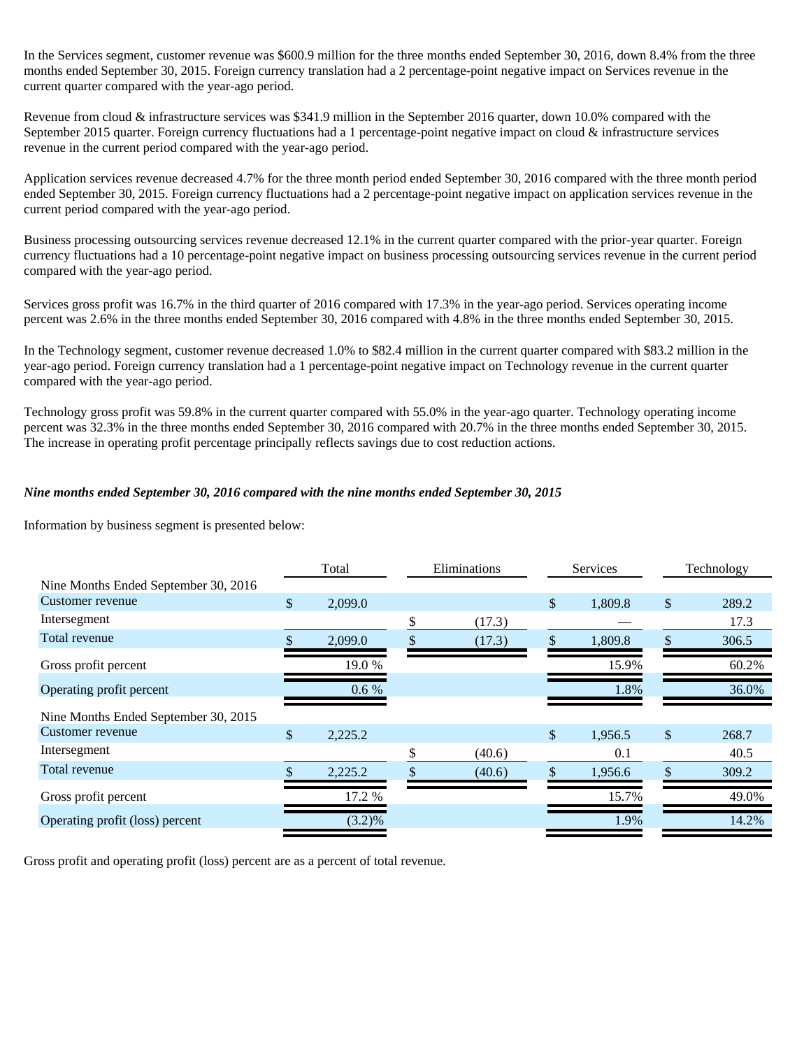In the Services segment, customer revenue was $600.9 million for the three months ended September 30, 2016, down 8.4% from the three months ended September 30, 2015. Foreign currency translation had a 2 percentage-point negative impact on Services revenue in the current quarter compared with the year-ago period.

Revenue from cloud & infrastructure services was $341.9 million in the September 2016 quarter, down 10.0% compared with the September 2015 quarter. Foreign currency fluctuations had a 1 percentage-point negative impact on cloud & infrastructure services revenue in the current period compared with the year-ago period.

Application services revenue decreased 4.7% for the three month period ended September 30, 2016 compared with the three month period ended September 30, 2015. Foreign currency fluctuations had a 2 percentage-point negative impact on application services revenue in the current period compared with the year-ago period.

Business processing outsourcing services revenue decreased 12.1% in the current quarter compared with the prior-year quarter. Foreign currency fluctuations had a 10 percentage-point negative impact on business processing outsourcing services revenue in the current period compared with the year-ago period.

Services gross profit was 16.7% in the third quarter of 2016 compared with 17.3% in the year-ago period. Services operating income percent was 2.6% in the three months ended September 30, 2016 compared with 4.8% in the three months ended September 30, 2015.

In the Technology segment, customer revenue decreased 1.0% to $82.4 million in the current quarter compared with $83.2 million in the year-ago period. Foreign currency translation had a 1 percentage-point negative impact on Technology revenue in the current quarter compared with the year-ago period.

Technology gross profit was 59.8% in the current quarter compared with 55.0% in the year-ago quarter. Technology operating income percent was 32.3% in the three months ended September 30, 2016 compared with 20.7% in the three months ended September 30, 2015. The increase in operating profit percentage principally reflects savings due to cost reduction actions.

***Nine months ended September 30, 2016 compared with the nine months ended September 30, 2015***

Information by business segment is presented below:

| | Total | Eliminations | Services | Technology |
|---|---|---|---|---|
| Nine Months Ended September 30, 2016 | | | | |
| Customer revenue | $ 2,099.0 | | $ 1,809.8 | $ 289.2 |
| Intersegment | | $ (17.3) | — | 17.3 |
| Total revenue | $ 2,099.0 | $ (17.3) | $ 1,809.8 | $ 306.5 |
| Gross profit percent | 19.0 % | | 15.9% | 60.2% |
| Operating profit percent | 0.6 % | | 1.8% | 36.0% |
| Nine Months Ended September 30, 2015 | | | | |
| Customer revenue | $ 2,225.2 | | $ 1,956.5 | $ 268.7 |
| Intersegment | | $ (40.6) | 0.1 | 40.5 |
| Total revenue | $ 2,225.2 | $ (40.6) | $ 1,956.6 | $ 309.2 |
| Gross profit percent | 17.2 % | | 15.7% | 49.0% |
| Operating profit (loss) percent | (3.2)% | | 1.9% | 14.2% |

Gross profit and operating profit (loss) percent are as a percent of total revenue.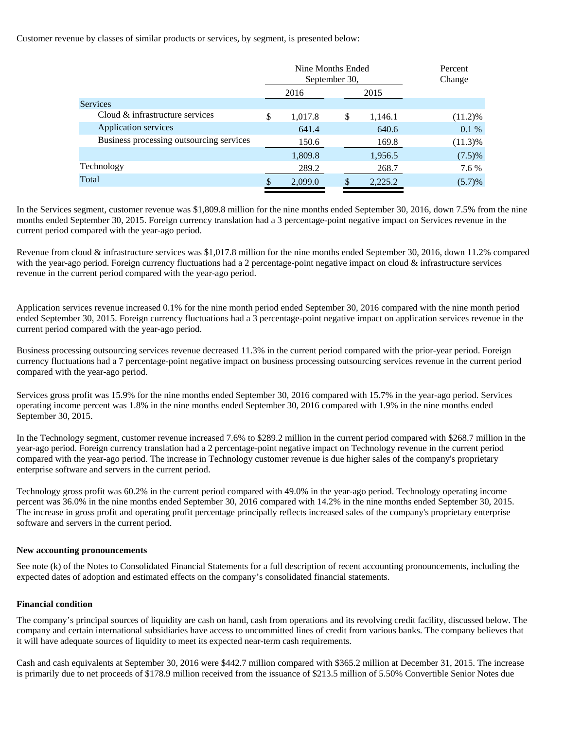Customer revenue by classes of similar products or services, by segment, is presented below:

| | Nine Months Ended September 30, | | Percent Change |
|---|---|---|---|
| | 2016 | 2015 | |
| Services | | | |
| Cloud & infrastructure services | $ 1,017.8 | $ 1,146.1 | (11.2)% |
| Application services | 641.4 | 640.6 | 0.1 % |
| Business processing outsourcing services | 150.6 | 169.8 | (11.3)% |
| | 1,809.8 | 1,956.5 | (7.5)% |
| Technology | 289.2 | 268.7 | 7.6 % |
| Total | $ 2,099.0 | $ 2,225.2 | (5.7)% |

In the Services segment, customer revenue was $1,809.8 million for the nine months ended September 30, 2016, down 7.5% from the nine months ended September 30, 2015. Foreign currency translation had a 3 percentage-point negative impact on Services revenue in the current period compared with the year-ago period.

Revenue from cloud & infrastructure services was $1,017.8 million for the nine months ended September 30, 2016, down 11.2% compared with the year-ago period. Foreign currency fluctuations had a 2 percentage-point negative impact on cloud & infrastructure services revenue in the current period compared with the year-ago period.

Application services revenue increased 0.1% for the nine month period ended September 30, 2016 compared with the nine month period ended September 30, 2015. Foreign currency fluctuations had a 3 percentage-point negative impact on application services revenue in the current period compared with the year-ago period.

Business processing outsourcing services revenue decreased 11.3% in the current period compared with the prior-year period. Foreign currency fluctuations had a 7 percentage-point negative impact on business processing outsourcing services revenue in the current period compared with the year-ago period.

Services gross profit was 15.9% for the nine months ended September 30, 2016 compared with 15.7% in the year-ago period. Services operating income percent was 1.8% in the nine months ended September 30, 2016 compared with 1.9% in the nine months ended September 30, 2015.

In the Technology segment, customer revenue increased 7.6% to $289.2 million in the current period compared with $268.7 million in the year-ago period. Foreign currency translation had a 2 percentage-point negative impact on Technology revenue in the current period compared with the year-ago period. The increase in Technology customer revenue is due higher sales of the company's proprietary enterprise software and servers in the current period.

Technology gross profit was 60.2% in the current period compared with 49.0% in the year-ago period. Technology operating income percent was 36.0% in the nine months ended September 30, 2016 compared with 14.2% in the nine months ended September 30, 2015. The increase in gross profit and operating profit percentage principally reflects increased sales of the company's proprietary enterprise software and servers in the current period.

**New accounting pronouncements**

See note (k) of the Notes to Consolidated Financial Statements for a full description of recent accounting pronouncements, including the expected dates of adoption and estimated effects on the company's consolidated financial statements.

**Financial condition**

The company's principal sources of liquidity are cash on hand, cash from operations and its revolving credit facility, discussed below. The company and certain international subsidiaries have access to uncommitted lines of credit from various banks. The company believes that it will have adequate sources of liquidity to meet its expected near-term cash requirements.

Cash and cash equivalents at September 30, 2016 were $442.7 million compared with $365.2 million at December 31, 2015. The increase is primarily due to net proceeds of $178.9 million received from the issuance of $213.5 million of 5.50% Convertible Senior Notes due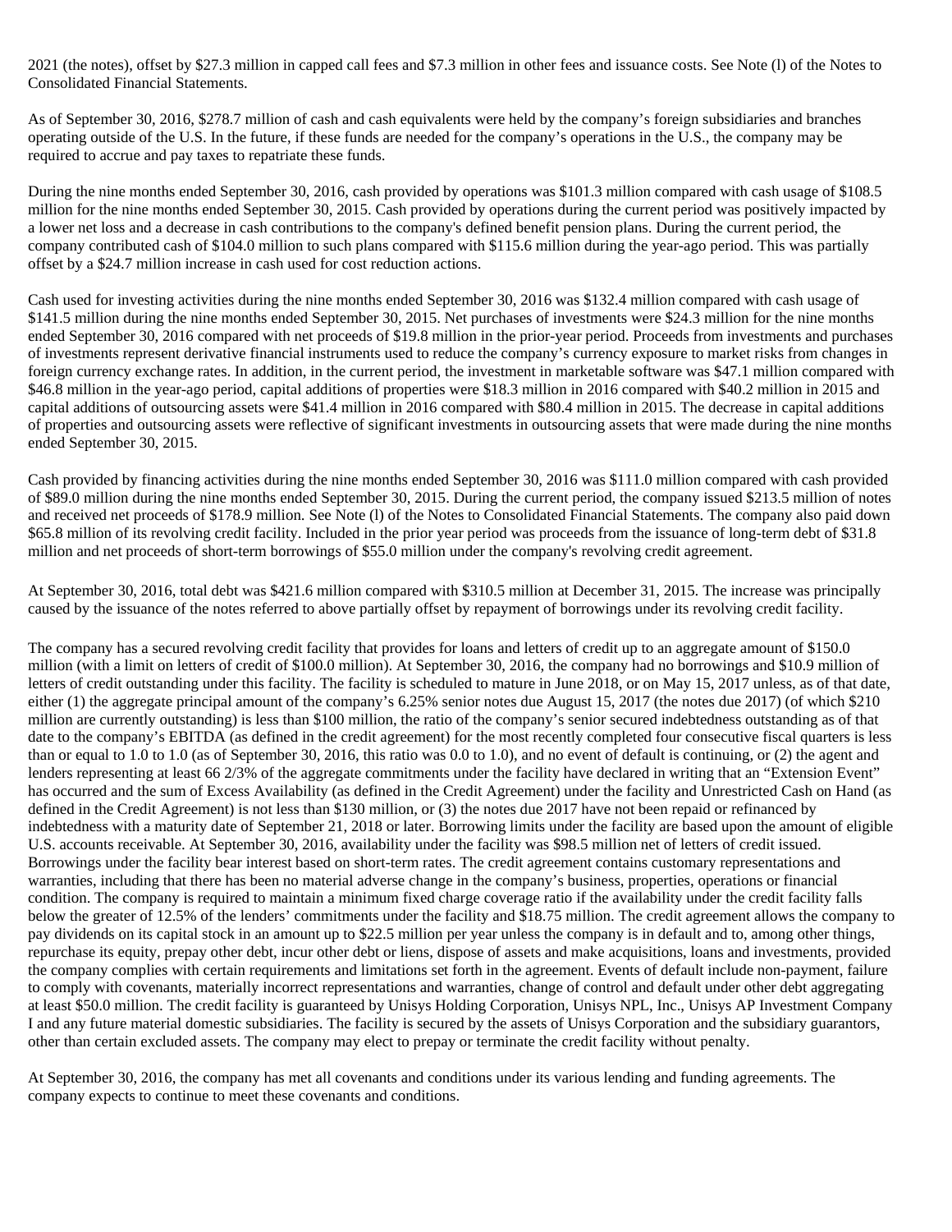2021 (the notes), offset by $27.3 million in capped call fees and $7.3 million in other fees and issuance costs. See Note (l) of the Notes to Consolidated Financial Statements.

As of September 30, 2016, $278.7 million of cash and cash equivalents were held by the company's foreign subsidiaries and branches operating outside of the U.S. In the future, if these funds are needed for the company's operations in the U.S., the company may be required to accrue and pay taxes to repatriate these funds.

During the nine months ended September 30, 2016, cash provided by operations was $101.3 million compared with cash usage of $108.5 million for the nine months ended September 30, 2015. Cash provided by operations during the current period was positively impacted by a lower net loss and a decrease in cash contributions to the company's defined benefit pension plans. During the current period, the company contributed cash of $104.0 million to such plans compared with $115.6 million during the year-ago period. This was partially offset by a $24.7 million increase in cash used for cost reduction actions.

Cash used for investing activities during the nine months ended September 30, 2016 was $132.4 million compared with cash usage of $141.5 million during the nine months ended September 30, 2015. Net purchases of investments were $24.3 million for the nine months ended September 30, 2016 compared with net proceeds of $19.8 million in the prior-year period. Proceeds from investments and purchases of investments represent derivative financial instruments used to reduce the company's currency exposure to market risks from changes in foreign currency exchange rates. In addition, in the current period, the investment in marketable software was $47.1 million compared with $46.8 million in the year-ago period, capital additions of properties were $18.3 million in 2016 compared with $40.2 million in 2015 and capital additions of outsourcing assets were $41.4 million in 2016 compared with $80.4 million in 2015. The decrease in capital additions of properties and outsourcing assets were reflective of significant investments in outsourcing assets that were made during the nine months ended September 30, 2015.

Cash provided by financing activities during the nine months ended September 30, 2016 was $111.0 million compared with cash provided of $89.0 million during the nine months ended September 30, 2015. During the current period, the company issued $213.5 million of notes and received net proceeds of $178.9 million. See Note (l) of the Notes to Consolidated Financial Statements. The company also paid down $65.8 million of its revolving credit facility. Included in the prior year period was proceeds from the issuance of long-term debt of $31.8 million and net proceeds of short-term borrowings of $55.0 million under the company's revolving credit agreement.

At September 30, 2016, total debt was $421.6 million compared with $310.5 million at December 31, 2015. The increase was principally caused by the issuance of the notes referred to above partially offset by repayment of borrowings under its revolving credit facility.

The company has a secured revolving credit facility that provides for loans and letters of credit up to an aggregate amount of $150.0 million (with a limit on letters of credit of $100.0 million). At September 30, 2016, the company had no borrowings and $10.9 million of letters of credit outstanding under this facility. The facility is scheduled to mature in June 2018, or on May 15, 2017 unless, as of that date, either (1) the aggregate principal amount of the company's 6.25% senior notes due August 15, 2017 (the notes due 2017) (of which $210 million are currently outstanding) is less than $100 million, the ratio of the company's senior secured indebtedness outstanding as of that date to the company's EBITDA (as defined in the credit agreement) for the most recently completed four consecutive fiscal quarters is less than or equal to 1.0 to 1.0 (as of September 30, 2016, this ratio was 0.0 to 1.0), and no event of default is continuing, or (2) the agent and lenders representing at least 66 2/3% of the aggregate commitments under the facility have declared in writing that an "Extension Event" has occurred and the sum of Excess Availability (as defined in the Credit Agreement) under the facility and Unrestricted Cash on Hand (as defined in the Credit Agreement) is not less than $130 million, or (3) the notes due 2017 have not been repaid or refinanced by indebtedness with a maturity date of September 21, 2018 or later. Borrowing limits under the facility are based upon the amount of eligible U.S. accounts receivable. At September 30, 2016, availability under the facility was $98.5 million net of letters of credit issued. Borrowings under the facility bear interest based on short-term rates. The credit agreement contains customary representations and warranties, including that there has been no material adverse change in the company's business, properties, operations or financial condition. The company is required to maintain a minimum fixed charge coverage ratio if the availability under the credit facility falls below the greater of 12.5% of the lenders' commitments under the facility and $18.75 million. The credit agreement allows the company to pay dividends on its capital stock in an amount up to $22.5 million per year unless the company is in default and to, among other things, repurchase its equity, prepay other debt, incur other debt or liens, dispose of assets and make acquisitions, loans and investments, provided the company complies with certain requirements and limitations set forth in the agreement. Events of default include non-payment, failure to comply with covenants, materially incorrect representations and warranties, change of control and default under other debt aggregating at least $50.0 million. The credit facility is guaranteed by Unisys Holding Corporation, Unisys NPL, Inc., Unisys AP Investment Company I and any future material domestic subsidiaries. The facility is secured by the assets of Unisys Corporation and the subsidiary guarantors, other than certain excluded assets. The company may elect to prepay or terminate the credit facility without penalty.

At September 30, 2016, the company has met all covenants and conditions under its various lending and funding agreements. The company expects to continue to meet these covenants and conditions.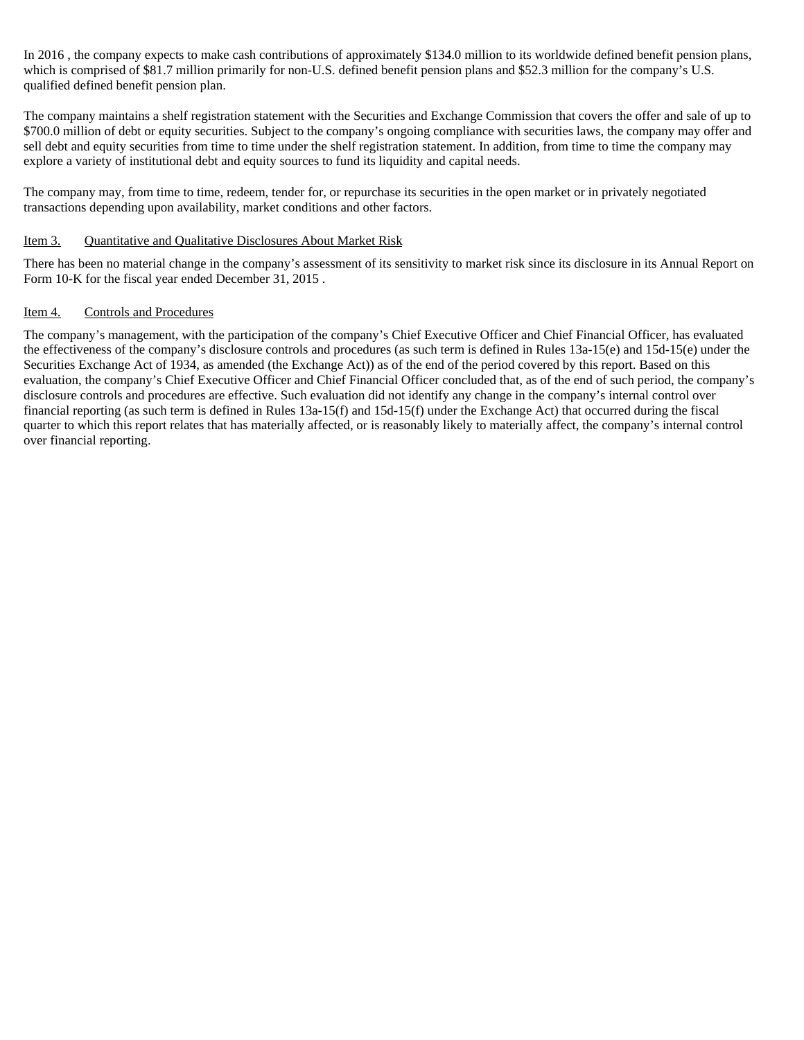In 2016 , the company expects to make cash contributions of approximately $134.0 million to its worldwide defined benefit pension plans, which is comprised of $81.7 million primarily for non-U.S. defined benefit pension plans and $52.3 million for the company's U.S. qualified defined benefit pension plan.

The company maintains a shelf registration statement with the Securities and Exchange Commission that covers the offer and sale of up to $700.0 million of debt or equity securities. Subject to the company's ongoing compliance with securities laws, the company may offer and sell debt and equity securities from time to time under the shelf registration statement. In addition, from time to time the company may explore a variety of institutional debt and equity sources to fund its liquidity and capital needs.

The company may, from time to time, redeem, tender for, or repurchase its securities in the open market or in privately negotiated transactions depending upon availability, market conditions and other factors.

## Item 3. Quantitative and Qualitative Disclosures About Market Risk

There has been no material change in the company's assessment of its sensitivity to market risk since its disclosure in its Annual Report on Form 10-K for the fiscal year ended December 31, 2015 .

## Item 4. Controls and Procedures

The company's management, with the participation of the company's Chief Executive Officer and Chief Financial Officer, has evaluated the effectiveness of the company's disclosure controls and procedures (as such term is defined in Rules 13a-15(e) and 15d-15(e) under the Securities Exchange Act of 1934, as amended (the Exchange Act)) as of the end of the period covered by this report. Based on this evaluation, the company's Chief Executive Officer and Chief Financial Officer concluded that, as of the end of such period, the company's disclosure controls and procedures are effective. Such evaluation did not identify any change in the company's internal control over financial reporting (as such term is defined in Rules 13a-15(f) and 15d-15(f) under the Exchange Act) that occurred during the fiscal quarter to which this report relates that has materially affected, or is reasonably likely to materially affect, the company's internal control over financial reporting.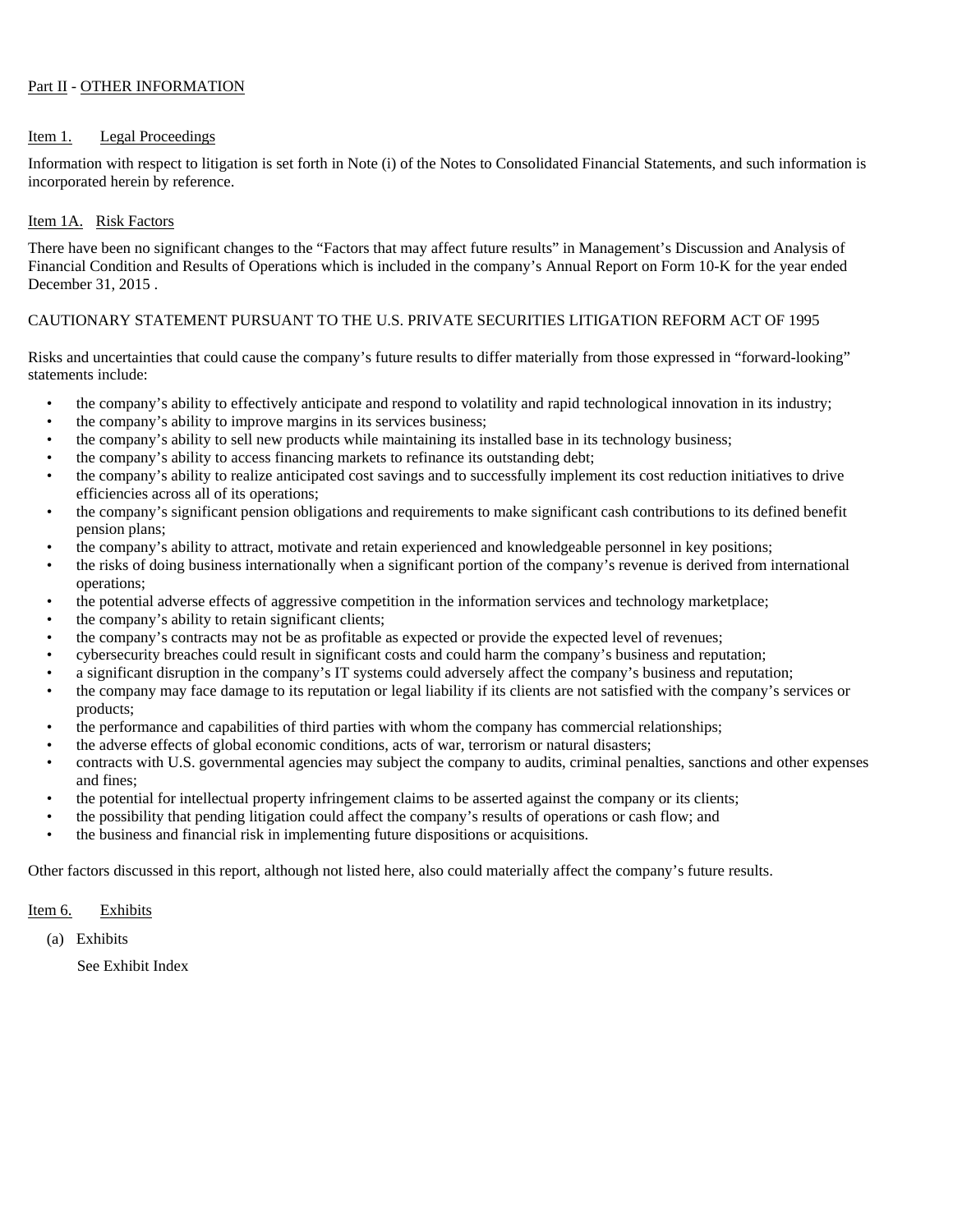## Part II - OTHER INFORMATION

### Item 1. Legal Proceedings

Information with respect to litigation is set forth in Note (i) of the Notes to Consolidated Financial Statements, and such information is incorporated herein by reference.

### Item 1A. Risk Factors

There have been no significant changes to the "Factors that may affect future results" in Management's Discussion and Analysis of Financial Condition and Results of Operations which is included in the company's Annual Report on Form 10-K for the year ended December 31, 2015 .

CAUTIONARY STATEMENT PURSUANT TO THE U.S. PRIVATE SECURITIES LITIGATION REFORM ACT OF 1995

Risks and uncertainties that could cause the company's future results to differ materially from those expressed in "forward-looking" statements include:

- the company's ability to effectively anticipate and respond to volatility and rapid technological innovation in its industry;
- the company's ability to improve margins in its services business;
- the company's ability to sell new products while maintaining its installed base in its technology business;
- the company's ability to access financing markets to refinance its outstanding debt;
- the company's ability to realize anticipated cost savings and to successfully implement its cost reduction initiatives to drive efficiencies across all of its operations;
- the company's significant pension obligations and requirements to make significant cash contributions to its defined benefit pension plans;
- the company's ability to attract, motivate and retain experienced and knowledgeable personnel in key positions;
- the risks of doing business internationally when a significant portion of the company's revenue is derived from international operations;
- the potential adverse effects of aggressive competition in the information services and technology marketplace;
- the company's ability to retain significant clients;
- the company's contracts may not be as profitable as expected or provide the expected level of revenues;
- cybersecurity breaches could result in significant costs and could harm the company's business and reputation;
- a significant disruption in the company's IT systems could adversely affect the company's business and reputation;
- the company may face damage to its reputation or legal liability if its clients are not satisfied with the company's services or products;
- the performance and capabilities of third parties with whom the company has commercial relationships;
- the adverse effects of global economic conditions, acts of war, terrorism or natural disasters;
- contracts with U.S. governmental agencies may subject the company to audits, criminal penalties, sanctions and other expenses and fines;
- the potential for intellectual property infringement claims to be asserted against the company or its clients;
- the possibility that pending litigation could affect the company's results of operations or cash flow; and
- the business and financial risk in implementing future dispositions or acquisitions.

Other factors discussed in this report, although not listed here, also could materially affect the company's future results.

### Item 6. Exhibits

(a) Exhibits

See Exhibit Index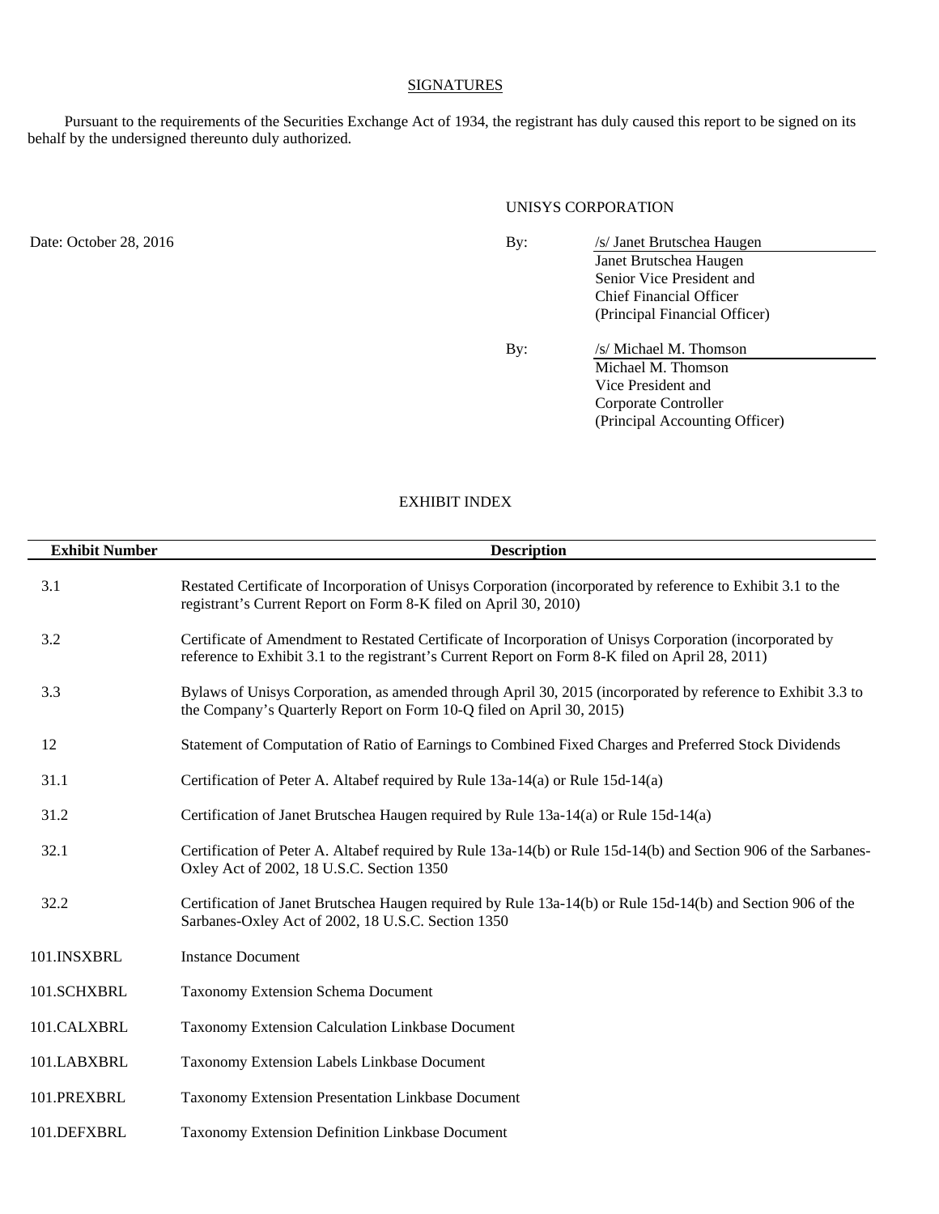## SIGNATURES

Pursuant to the requirements of the Securities Exchange Act of 1934, the registrant has duly caused this report to be signed on its behalf by the undersigned thereunto duly authorized.

UNISYS CORPORATION

Date: October 28, 2016

By: /s/ Janet Brutschea Haugen
Janet Brutschea Haugen
Senior Vice President and
Chief Financial Officer
(Principal Financial Officer)

By: /s/ Michael M. Thomson
Michael M. Thomson
Vice President and
Corporate Controller
(Principal Accounting Officer)

## EXHIBIT INDEX

| Exhibit Number | Description |
|---|---|
| 3.1 | Restated Certificate of Incorporation of Unisys Corporation (incorporated by reference to Exhibit 3.1 to the registrant's Current Report on Form 8-K filed on April 30, 2010) |
| 3.2 | Certificate of Amendment to Restated Certificate of Incorporation of Unisys Corporation (incorporated by reference to Exhibit 3.1 to the registrant's Current Report on Form 8-K filed on April 28, 2011) |
| 3.3 | Bylaws of Unisys Corporation, as amended through April 30, 2015 (incorporated by reference to Exhibit 3.3 to the Company's Quarterly Report on Form 10-Q filed on April 30, 2015) |
| 12 | Statement of Computation of Ratio of Earnings to Combined Fixed Charges and Preferred Stock Dividends |
| 31.1 | Certification of Peter A. Altabef required by Rule 13a-14(a) or Rule 15d-14(a) |
| 31.2 | Certification of Janet Brutschea Haugen required by Rule 13a-14(a) or Rule 15d-14(a) |
| 32.1 | Certification of Peter A. Altabef required by Rule 13a-14(b) or Rule 15d-14(b) and Section 906 of the Sarbanes-Oxley Act of 2002, 18 U.S.C. Section 1350 |
| 32.2 | Certification of Janet Brutschea Haugen required by Rule 13a-14(b) or Rule 15d-14(b) and Section 906 of the Sarbanes-Oxley Act of 2002, 18 U.S.C. Section 1350 |
| 101.INSXBRL | Instance Document |
| 101.SCHXBRL | Taxonomy Extension Schema Document |
| 101.CALXBRL | Taxonomy Extension Calculation Linkbase Document |
| 101.LABXBRL | Taxonomy Extension Labels Linkbase Document |
| 101.PREXBRL | Taxonomy Extension Presentation Linkbase Document |
| 101.DEFXBRL | Taxonomy Extension Definition Linkbase Document |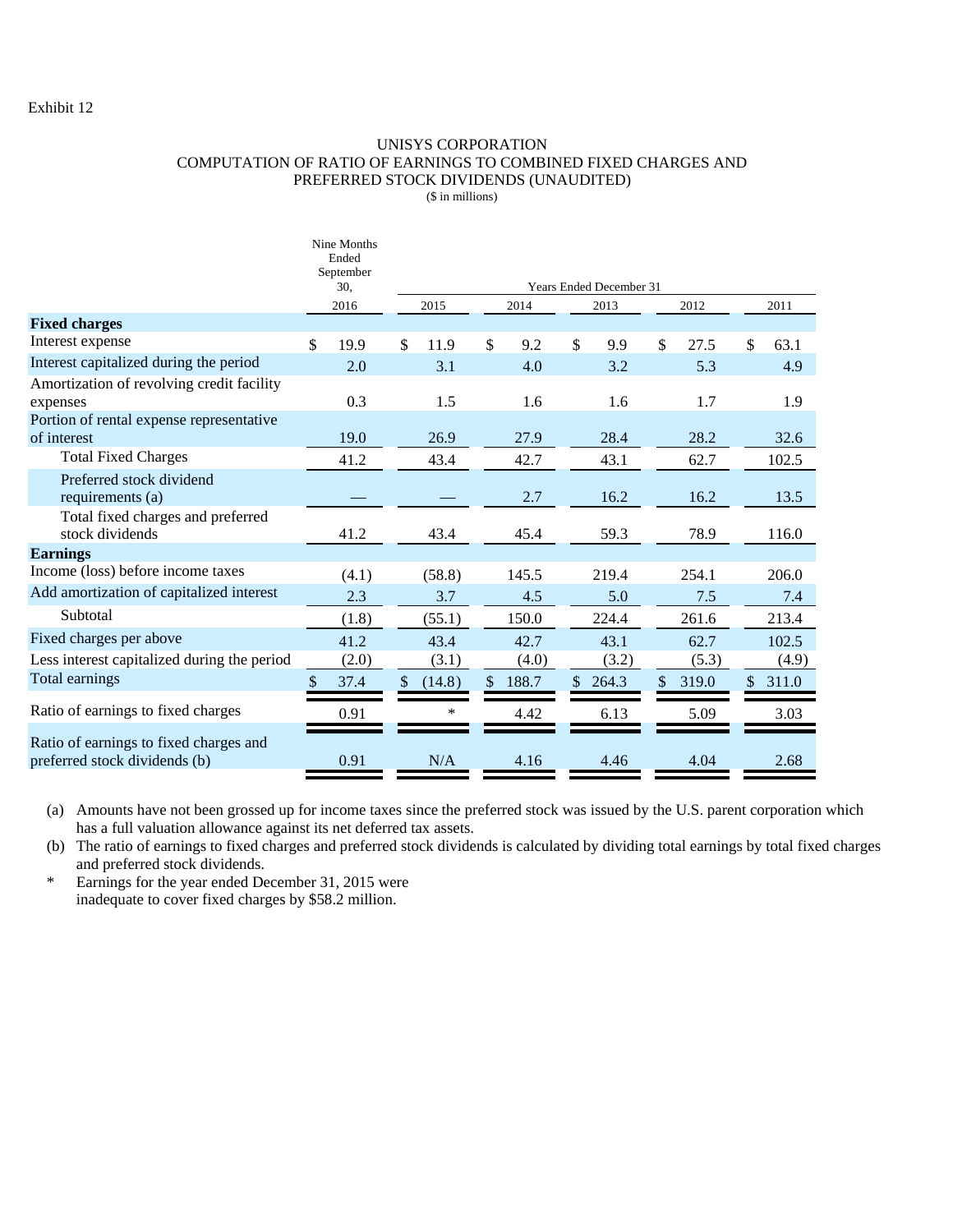Exhibit 12

# UNISYS CORPORATION
## COMPUTATION OF RATIO OF EARNINGS TO COMBINED FIXED CHARGES AND PREFERRED STOCK DIVIDENDS (UNAUDITED)

($ in millions)

| | Nine Months Ended September 30, | Years Ended December 31 | | | | |
|---|---|---|---|---|---|---|
| | 2016 | 2015 | 2014 | 2013 | 2012 | 2011 |
| **Fixed charges** | | | | | | |
| Interest expense | $ 19.9 | $ 11.9 | $ 9.2 | $ 9.9 | $ 27.5 | $ 63.1 |
| Interest capitalized during the period | 2.0 | 3.1 | 4.0 | 3.2 | 5.3 | 4.9 |
| Amortization of revolving credit facility expenses | 0.3 | 1.5 | 1.6 | 1.6 | 1.7 | 1.9 |
| Portion of rental expense representative of interest | 19.0 | 26.9 | 27.9 | 28.4 | 28.2 | 32.6 |
| Total Fixed Charges | 41.2 | 43.4 | 42.7 | 43.1 | 62.7 | 102.5 |
| Preferred stock dividend requirements (a) | — | — | 2.7 | 16.2 | 16.2 | 13.5 |
| Total fixed charges and preferred stock dividends | 41.2 | 43.4 | 45.4 | 59.3 | 78.9 | 116.0 |
| **Earnings** | | | | | | |
| Income (loss) before income taxes | (4.1) | (58.8) | 145.5 | 219.4 | 254.1 | 206.0 |
| Add amortization of capitalized interest | 2.3 | 3.7 | 4.5 | 5.0 | 7.5 | 7.4 |
| Subtotal | (1.8) | (55.1) | 150.0 | 224.4 | 261.6 | 213.4 |
| Fixed charges per above | 41.2 | 43.4 | 42.7 | 43.1 | 62.7 | 102.5 |
| Less interest capitalized during the period | (2.0) | (3.1) | (4.0) | (3.2) | (5.3) | (4.9) |
| Total earnings | $ 37.4 | $ (14.8) | $ 188.7 | $ 264.3 | $ 319.0 | $ 311.0 |
| Ratio of earnings to fixed charges | 0.91 | * | 4.42 | 6.13 | 5.09 | 3.03 |
| Ratio of earnings to fixed charges and preferred stock dividends (b) | 0.91 | N/A | 4.16 | 4.46 | 4.04 | 2.68 |

(a) Amounts have not been grossed up for income taxes since the preferred stock was issued by the U.S. parent corporation which has a full valuation allowance against its net deferred tax assets.

(b) The ratio of earnings to fixed charges and preferred stock dividends is calculated by dividing total earnings by total fixed charges and preferred stock dividends.

\* Earnings for the year ended December 31, 2015 were inadequate to cover fixed charges by $58.2 million.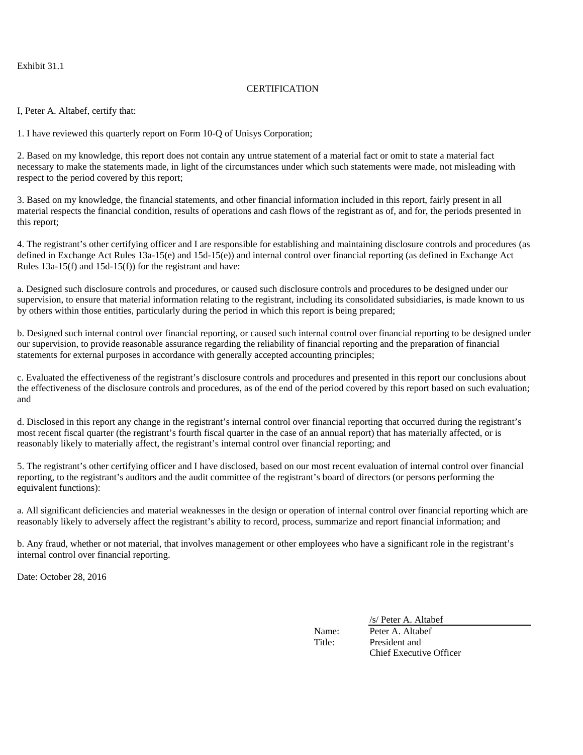Exhibit 31.1

CERTIFICATION

I, Peter A. Altabef, certify that:

1. I have reviewed this quarterly report on Form 10-Q of Unisys Corporation;

2. Based on my knowledge, this report does not contain any untrue statement of a material fact or omit to state a material fact necessary to make the statements made, in light of the circumstances under which such statements were made, not misleading with respect to the period covered by this report;

3. Based on my knowledge, the financial statements, and other financial information included in this report, fairly present in all material respects the financial condition, results of operations and cash flows of the registrant as of, and for, the periods presented in this report;

4. The registrant's other certifying officer and I are responsible for establishing and maintaining disclosure controls and procedures (as defined in Exchange Act Rules 13a-15(e) and 15d-15(e)) and internal control over financial reporting (as defined in Exchange Act Rules 13a-15(f) and 15d-15(f)) for the registrant and have:

a. Designed such disclosure controls and procedures, or caused such disclosure controls and procedures to be designed under our supervision, to ensure that material information relating to the registrant, including its consolidated subsidiaries, is made known to us by others within those entities, particularly during the period in which this report is being prepared;

b. Designed such internal control over financial reporting, or caused such internal control over financial reporting to be designed under our supervision, to provide reasonable assurance regarding the reliability of financial reporting and the preparation of financial statements for external purposes in accordance with generally accepted accounting principles;

c. Evaluated the effectiveness of the registrant's disclosure controls and procedures and presented in this report our conclusions about the effectiveness of the disclosure controls and procedures, as of the end of the period covered by this report based on such evaluation; and

d. Disclosed in this report any change in the registrant's internal control over financial reporting that occurred during the registrant's most recent fiscal quarter (the registrant's fourth fiscal quarter in the case of an annual report) that has materially affected, or is reasonably likely to materially affect, the registrant's internal control over financial reporting; and

5. The registrant's other certifying officer and I have disclosed, based on our most recent evaluation of internal control over financial reporting, to the registrant's auditors and the audit committee of the registrant's board of directors (or persons performing the equivalent functions):

a. All significant deficiencies and material weaknesses in the design or operation of internal control over financial reporting which are reasonably likely to adversely affect the registrant's ability to record, process, summarize and report financial information; and

b. Any fraud, whether or not material, that involves management or other employees who have a significant role in the registrant's internal control over financial reporting.

Date: October 28, 2016

/s/ Peter A. Altabef

Name: Peter A. Altabef
Title: President and Chief Executive Officer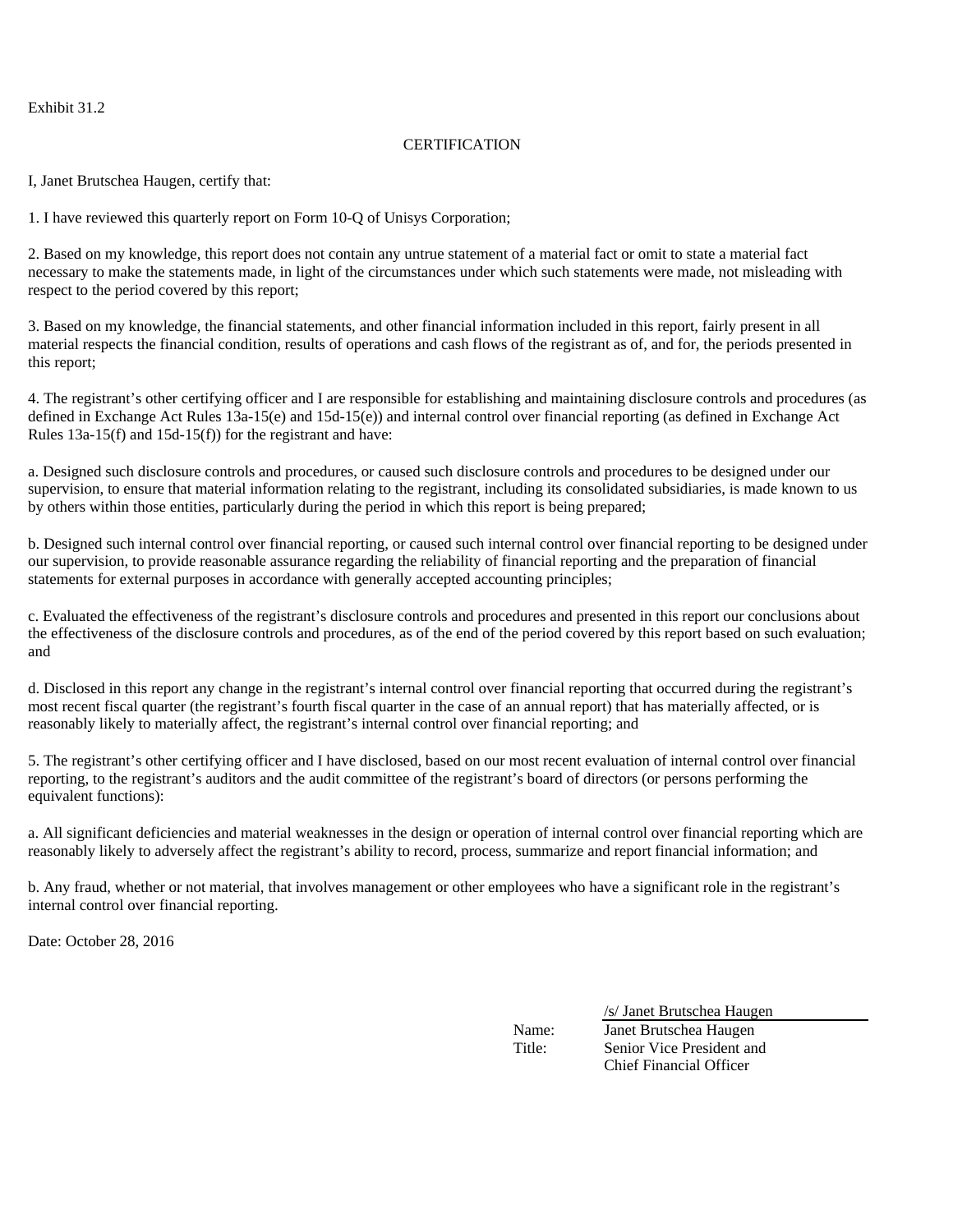Exhibit 31.2

CERTIFICATION

I, Janet Brutschea Haugen, certify that:

1. I have reviewed this quarterly report on Form 10-Q of Unisys Corporation;

2. Based on my knowledge, this report does not contain any untrue statement of a material fact or omit to state a material fact necessary to make the statements made, in light of the circumstances under which such statements were made, not misleading with respect to the period covered by this report;

3. Based on my knowledge, the financial statements, and other financial information included in this report, fairly present in all material respects the financial condition, results of operations and cash flows of the registrant as of, and for, the periods presented in this report;

4. The registrant's other certifying officer and I are responsible for establishing and maintaining disclosure controls and procedures (as defined in Exchange Act Rules 13a-15(e) and 15d-15(e)) and internal control over financial reporting (as defined in Exchange Act Rules 13a-15(f) and 15d-15(f)) for the registrant and have:

a. Designed such disclosure controls and procedures, or caused such disclosure controls and procedures to be designed under our supervision, to ensure that material information relating to the registrant, including its consolidated subsidiaries, is made known to us by others within those entities, particularly during the period in which this report is being prepared;

b. Designed such internal control over financial reporting, or caused such internal control over financial reporting to be designed under our supervision, to provide reasonable assurance regarding the reliability of financial reporting and the preparation of financial statements for external purposes in accordance with generally accepted accounting principles;

c. Evaluated the effectiveness of the registrant's disclosure controls and procedures and presented in this report our conclusions about the effectiveness of the disclosure controls and procedures, as of the end of the period covered by this report based on such evaluation; and

d. Disclosed in this report any change in the registrant's internal control over financial reporting that occurred during the registrant's most recent fiscal quarter (the registrant's fourth fiscal quarter in the case of an annual report) that has materially affected, or is reasonably likely to materially affect, the registrant's internal control over financial reporting; and

5. The registrant's other certifying officer and I have disclosed, based on our most recent evaluation of internal control over financial reporting, to the registrant's auditors and the audit committee of the registrant's board of directors (or persons performing the equivalent functions):

a. All significant deficiencies and material weaknesses in the design or operation of internal control over financial reporting which are reasonably likely to adversely affect the registrant's ability to record, process, summarize and report financial information; and

b. Any fraud, whether or not material, that involves management or other employees who have a significant role in the registrant's internal control over financial reporting.

Date: October 28, 2016

/s/ Janet Brutschea Haugen

Name: Janet Brutschea Haugen
Title: Senior Vice President and Chief Financial Officer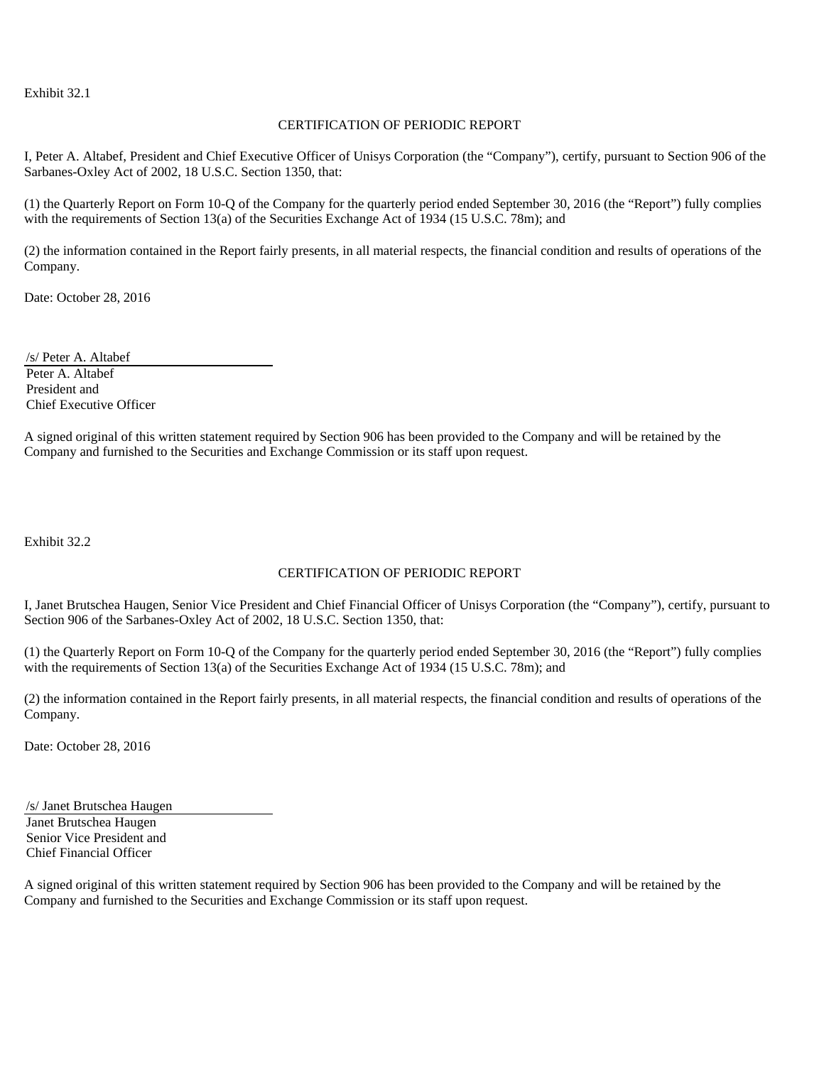Exhibit 32.1

CERTIFICATION OF PERIODIC REPORT

I, Peter A. Altabef, President and Chief Executive Officer of Unisys Corporation (the "Company"), certify, pursuant to Section 906 of the Sarbanes-Oxley Act of 2002, 18 U.S.C. Section 1350, that:

(1) the Quarterly Report on Form 10-Q of the Company for the quarterly period ended September 30, 2016 (the "Report") fully complies with the requirements of Section 13(a) of the Securities Exchange Act of 1934 (15 U.S.C. 78m); and

(2) the information contained in the Report fairly presents, in all material respects, the financial condition and results of operations of the Company.

Date: October 28, 2016

/s/ Peter A. Altabef
Peter A. Altabef
President and
Chief Executive Officer

A signed original of this written statement required by Section 906 has been provided to the Company and will be retained by the Company and furnished to the Securities and Exchange Commission or its staff upon request.

Exhibit 32.2

CERTIFICATION OF PERIODIC REPORT

I, Janet Brutschea Haugen, Senior Vice President and Chief Financial Officer of Unisys Corporation (the "Company"), certify, pursuant to Section 906 of the Sarbanes-Oxley Act of 2002, 18 U.S.C. Section 1350, that:

(1) the Quarterly Report on Form 10-Q of the Company for the quarterly period ended September 30, 2016 (the "Report") fully complies with the requirements of Section 13(a) of the Securities Exchange Act of 1934 (15 U.S.C. 78m); and

(2) the information contained in the Report fairly presents, in all material respects, the financial condition and results of operations of the Company.

Date: October 28, 2016

/s/ Janet Brutschea Haugen
Janet Brutschea Haugen
Senior Vice President and
Chief Financial Officer

A signed original of this written statement required by Section 906 has been provided to the Company and will be retained by the Company and furnished to the Securities and Exchange Commission or its staff upon request.